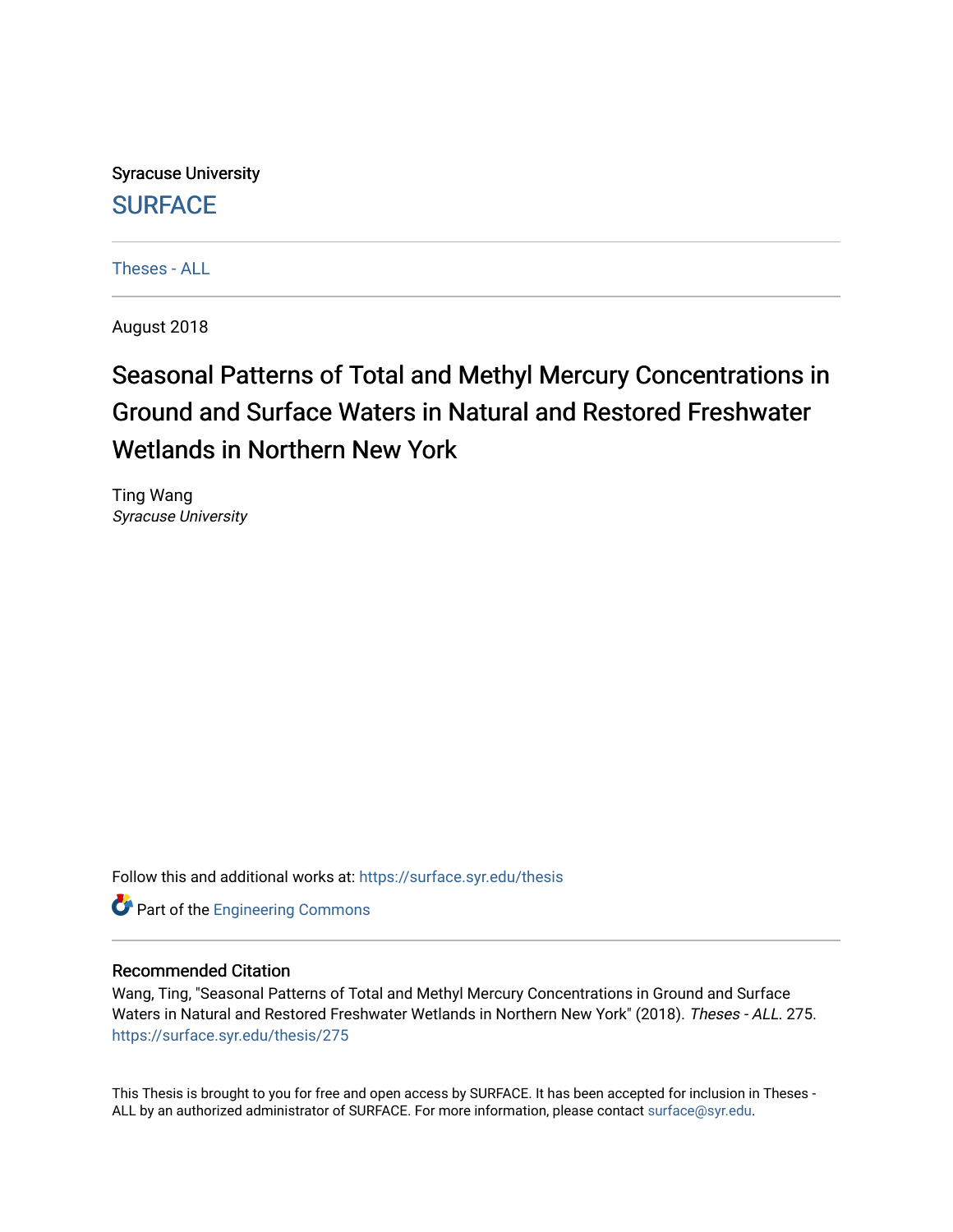Syracuse University

# SURFACE

Theses - ALL

August 2018

# Seasonal Patterns of Total and Methyl Mercury Concentrations in Ground and Surface Waters in Natural and Restored Freshwater Wetlands in Northern New York

Ting Wang
*Syracuse University*

Follow this and additional works at: https://surface.syr.edu/thesis

Part of the Engineering Commons

## Recommended Citation

Wang, Ting, "Seasonal Patterns of Total and Methyl Mercury Concentrations in Ground and Surface Waters in Natural and Restored Freshwater Wetlands in Northern New York" (2018). *Theses - ALL*. 275.
https://surface.syr.edu/thesis/275

This Thesis is brought to you for free and open access by SURFACE. It has been accepted for inclusion in Theses - ALL by an authorized administrator of SURFACE. For more information, please contact surface@syr.edu.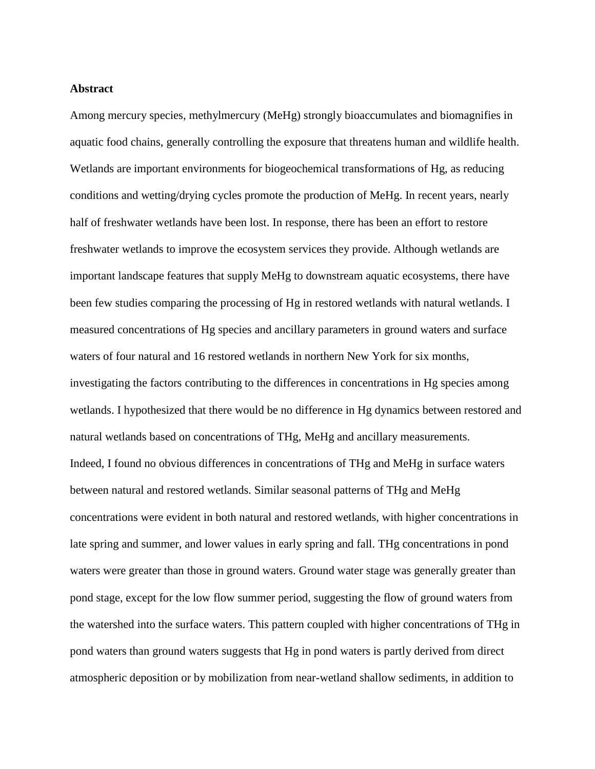**Abstract**

Among mercury species, methylmercury (MeHg) strongly bioaccumulates and biomagnifies in aquatic food chains, generally controlling the exposure that threatens human and wildlife health. Wetlands are important environments for biogeochemical transformations of Hg, as reducing conditions and wetting/drying cycles promote the production of MeHg. In recent years, nearly half of freshwater wetlands have been lost. In response, there has been an effort to restore freshwater wetlands to improve the ecosystem services they provide. Although wetlands are important landscape features that supply MeHg to downstream aquatic ecosystems, there have been few studies comparing the processing of Hg in restored wetlands with natural wetlands. I measured concentrations of Hg species and ancillary parameters in ground waters and surface waters of four natural and 16 restored wetlands in northern New York for six months, investigating the factors contributing to the differences in concentrations in Hg species among wetlands. I hypothesized that there would be no difference in Hg dynamics between restored and natural wetlands based on concentrations of THg, MeHg and ancillary measurements.

Indeed, I found no obvious differences in concentrations of THg and MeHg in surface waters between natural and restored wetlands. Similar seasonal patterns of THg and MeHg concentrations were evident in both natural and restored wetlands, with higher concentrations in late spring and summer, and lower values in early spring and fall. THg concentrations in pond waters were greater than those in ground waters. Ground water stage was generally greater than pond stage, except for the low flow summer period, suggesting the flow of ground waters from the watershed into the surface waters. This pattern coupled with higher concentrations of THg in pond waters than ground waters suggests that Hg in pond waters is partly derived from direct atmospheric deposition or by mobilization from near-wetland shallow sediments, in addition to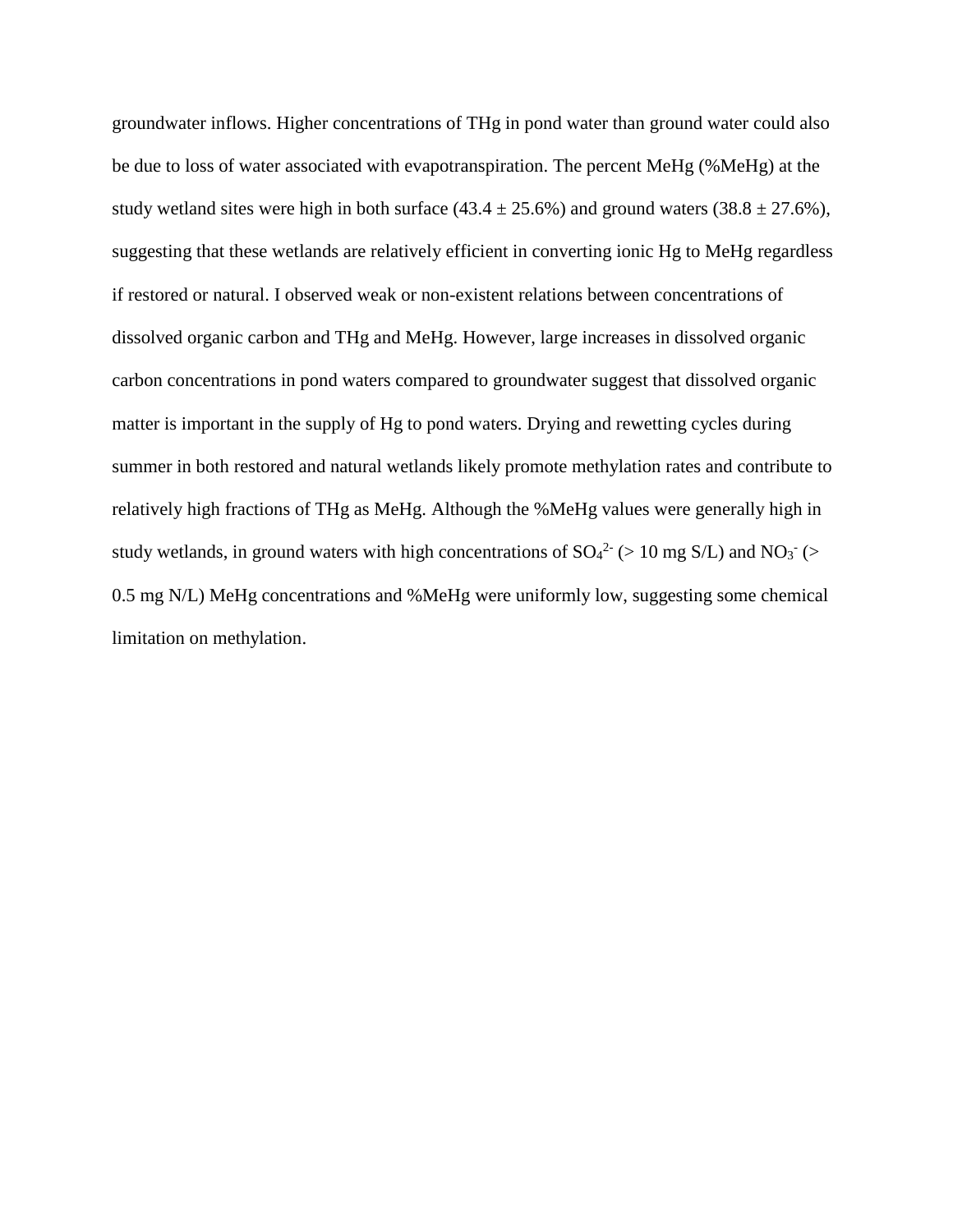groundwater inflows. Higher concentrations of THg in pond water than ground water could also be due to loss of water associated with evapotranspiration. The percent MeHg (%MeHg) at the study wetland sites were high in both surface (43.4 ± 25.6%) and ground waters (38.8 ± 27.6%), suggesting that these wetlands are relatively efficient in converting ionic Hg to MeHg regardless if restored or natural. I observed weak or non-existent relations between concentrations of dissolved organic carbon and THg and MeHg. However, large increases in dissolved organic carbon concentrations in pond waters compared to groundwater suggest that dissolved organic matter is important in the supply of Hg to pond waters. Drying and rewetting cycles during summer in both restored and natural wetlands likely promote methylation rates and contribute to relatively high fractions of THg as MeHg. Although the %MeHg values were generally high in study wetlands, in ground waters with high concentrations of $SO_4^{2-}$ (> 10 mg S/L) and $NO_3^-$ (> 0.5 mg N/L) MeHg concentrations and %MeHg were uniformly low, suggesting some chemical limitation on methylation.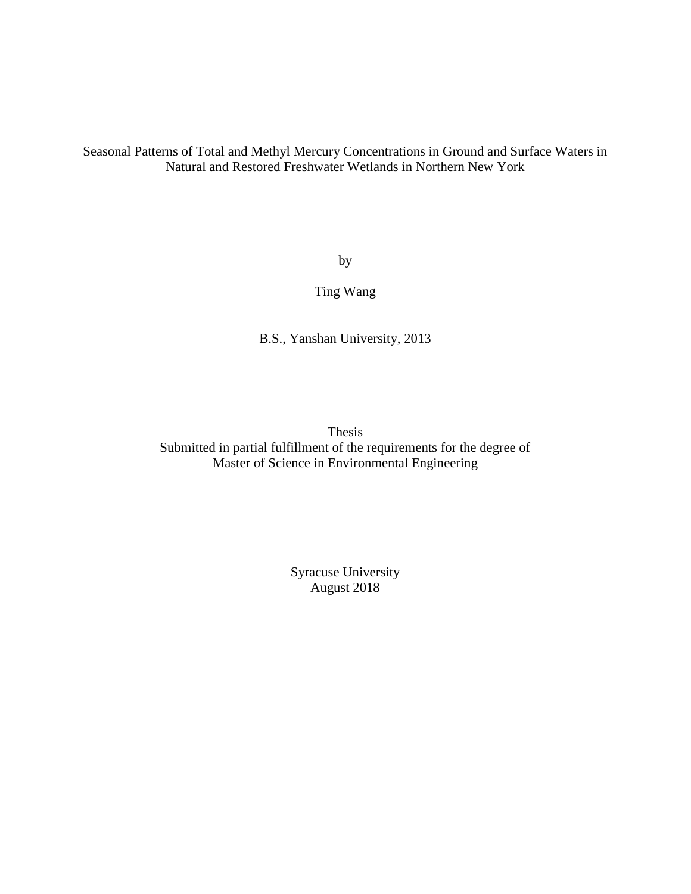Seasonal Patterns of Total and Methyl Mercury Concentrations in Ground and Surface Waters in Natural and Restored Freshwater Wetlands in Northern New York

by

Ting Wang

B.S., Yanshan University, 2013

Thesis
Submitted in partial fulfillment of the requirements for the degree of
Master of Science in Environmental Engineering

Syracuse University
August 2018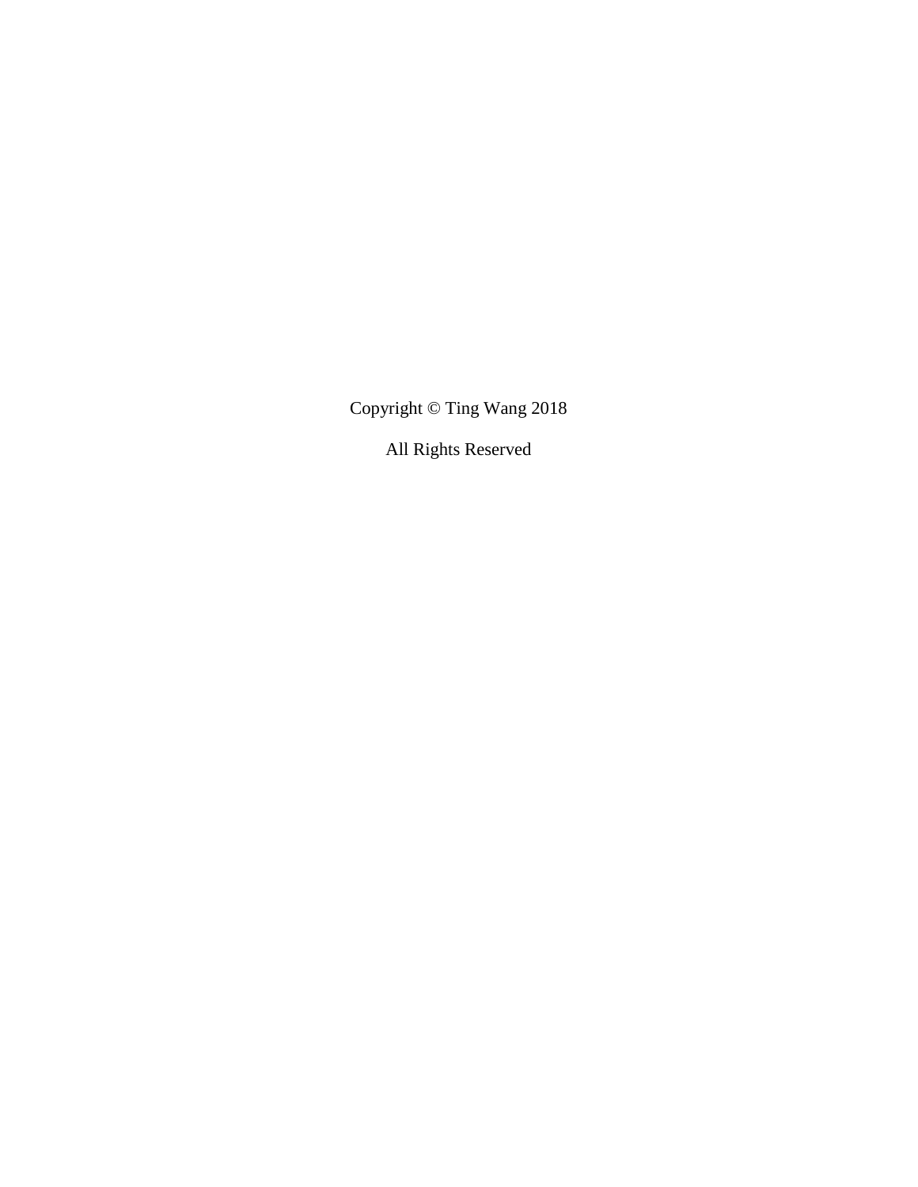Copyright © Ting Wang 2018

All Rights Reserved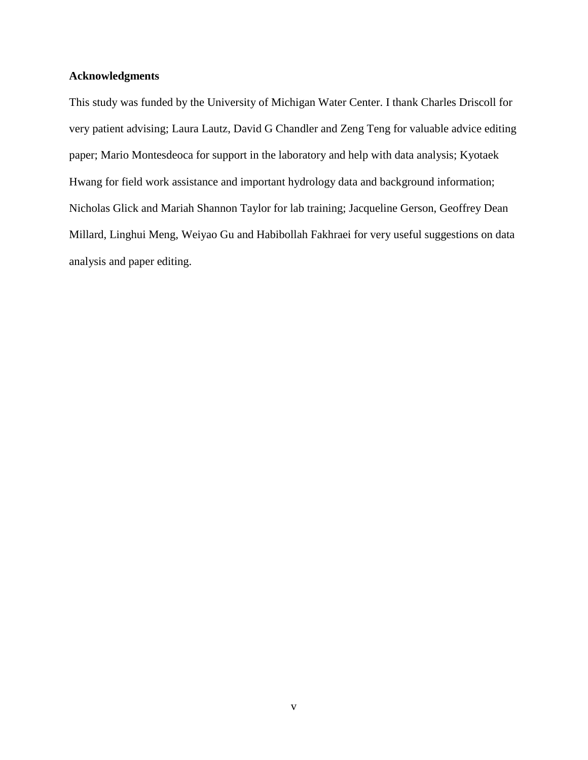## Acknowledgments

This study was funded by the University of Michigan Water Center. I thank Charles Driscoll for very patient advising; Laura Lautz, David G Chandler and Zeng Teng for valuable advice editing paper; Mario Montesdeoca for support in the laboratory and help with data analysis; Kyotaek Hwang for field work assistance and important hydrology data and background information; Nicholas Glick and Mariah Shannon Taylor for lab training; Jacqueline Gerson, Geoffrey Dean Millard, Linghui Meng, Weiyao Gu and Habibollah Fakhraei for very useful suggestions on data analysis and paper editing.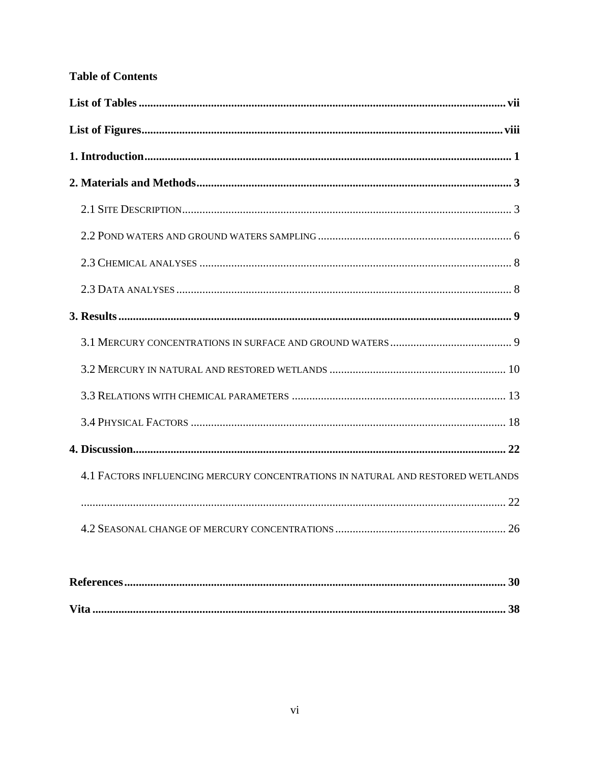**Table of Contents**

**List of Tables** ........................................................................................................ **vii**

**List of Figures** ...................................................................................................... **viii**

**1. Introduction** ........................................................................................................ **1**

**2. Materials and Methods** ...................................................................................... **3**

2.1 SITE DESCRIPTION ................................................................................................ 3

2.2 POND WATERS AND GROUND WATERS SAMPLING .................................................... 6

2.3 CHEMICAL ANALYSES ............................................................................................ 8

2.3 DATA ANALYSES ................................................................................................... 8

**3. Results** ................................................................................................................ **9**

3.1 MERCURY CONCENTRATIONS IN SURFACE AND GROUND WATERS ............................ 9

3.2 MERCURY IN NATURAL AND RESTORED WETLANDS ................................................ 10

3.3 RELATIONS WITH CHEMICAL PARAMETERS ............................................................ 13

3.4 PHYSICAL FACTORS ............................................................................................. 18

**4. Discussion** .......................................................................................................... **22**

4.1 FACTORS INFLUENCING MERCURY CONCENTRATIONS IN NATURAL AND RESTORED WETLANDS ........................................................................................................................ 22

4.2 SEASONAL CHANGE OF MERCURY CONCENTRATIONS ............................................. 26

**References** ........................................................................................................... **30**

**Vita** ...................................................................................................................... **38**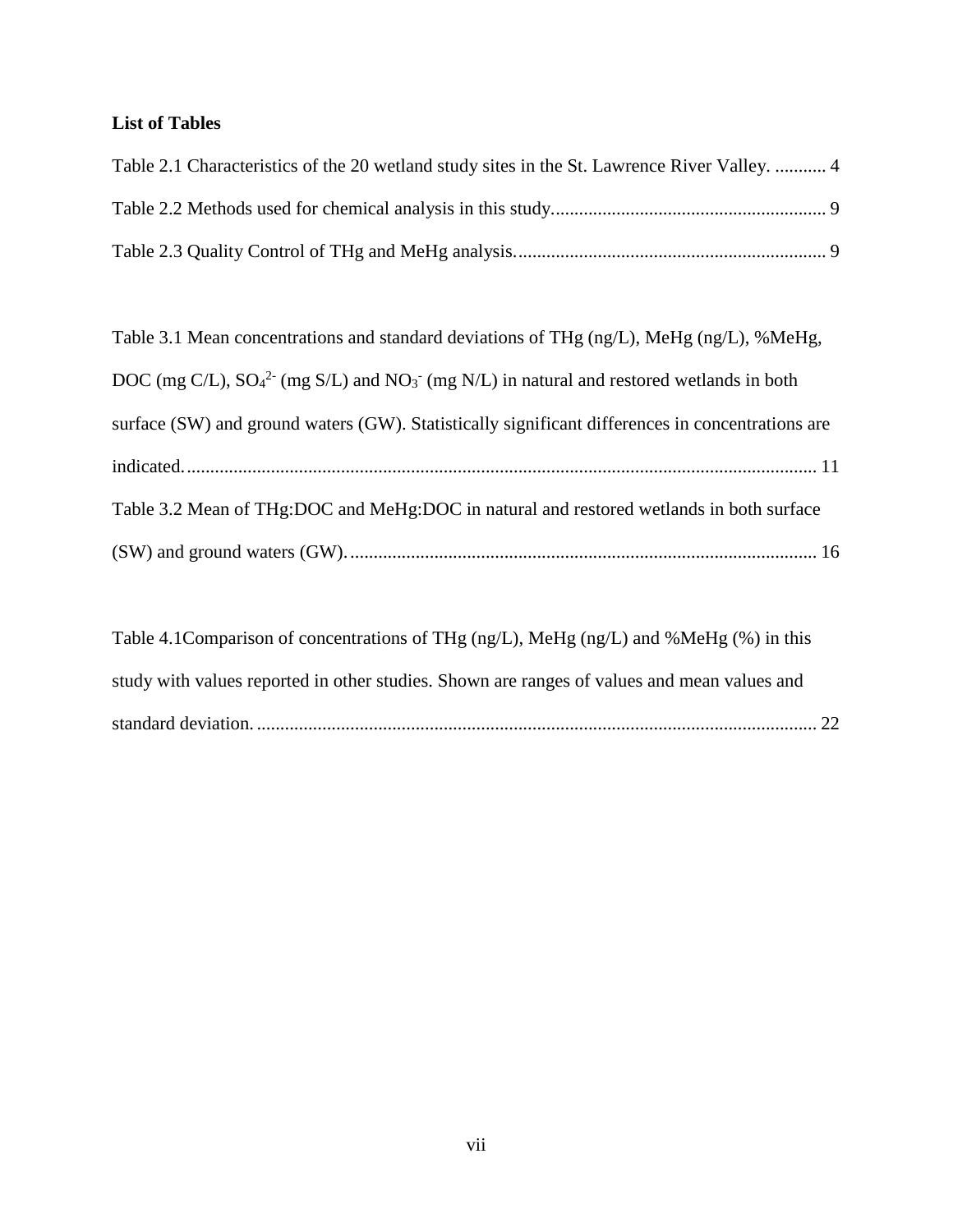**List of Tables**

Table 2.1 Characteristics of the 20 wetland study sites in the St. Lawrence River Valley. ........... 4

Table 2.2 Methods used for chemical analysis in this study.......................................................... 9

Table 2.3 Quality Control of THg and MeHg analysis.................................................................. 9

Table 3.1 Mean concentrations and standard deviations of THg (ng/L), MeHg (ng/L), %MeHg, DOC (mg C/L), $SO_4^{2-}$ (mg S/L) and $NO_3^-$ (mg N/L) in natural and restored wetlands in both surface (SW) and ground waters (GW). Statistically significant differences in concentrations are indicated....................................................................................................................... 11

Table 3.2 Mean of THg:DOC and MeHg:DOC in natural and restored wetlands in both surface (SW) and ground waters (GW).................................................................................................... 16

Table 4.1Comparison of concentrations of THg (ng/L), MeHg (ng/L) and %MeHg (%) in this study with values reported in other studies. Shown are ranges of values and mean values and standard deviation........................................................................................................................ 22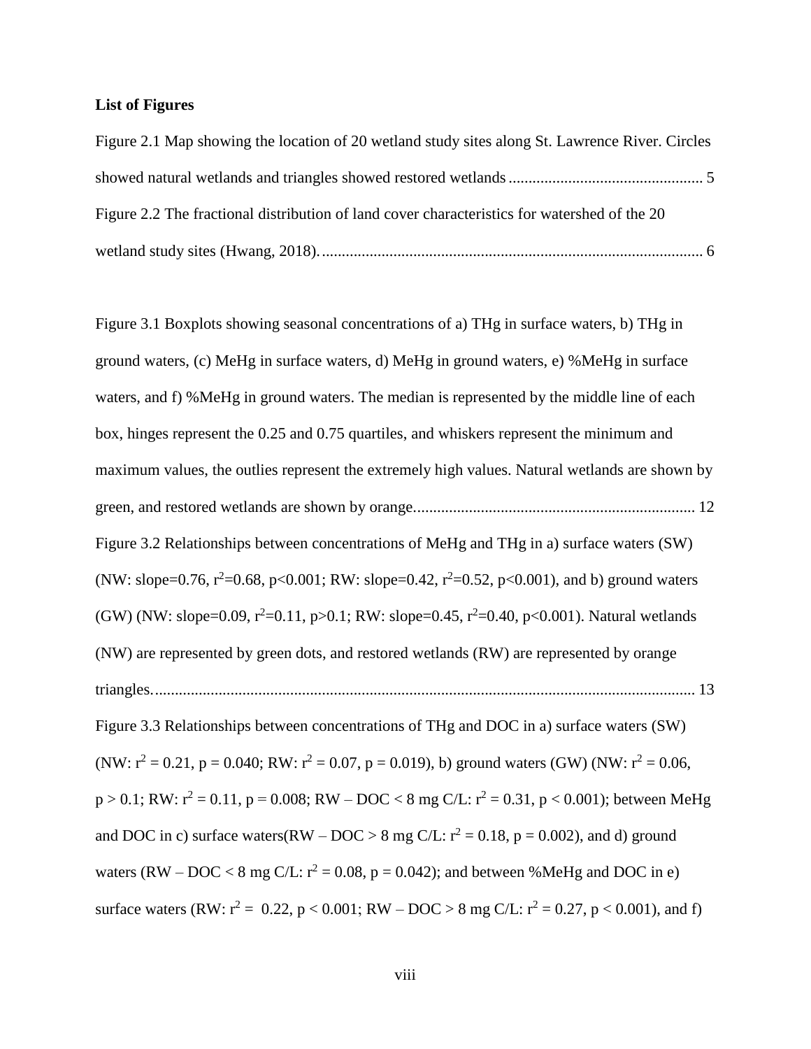**List of Figures**

Figure 2.1 Map showing the location of 20 wetland study sites along St. Lawrence River. Circles showed natural wetlands and triangles showed restored wetlands ................................................ 5

Figure 2.2 The fractional distribution of land cover characteristics for watershed of the 20 wetland study sites (Hwang, 2018)................................................................................................ 6

Figure 3.1 Boxplots showing seasonal concentrations of a) THg in surface waters, b) THg in ground waters, (c) MeHg in surface waters, d) MeHg in ground waters, e) %MeHg in surface waters, and f) %MeHg in ground waters. The median is represented by the middle line of each box, hinges represent the 0.25 and 0.75 quartiles, and whiskers represent the minimum and maximum values, the outlies represent the extremely high values. Natural wetlands are shown by green, and restored wetlands are shown by orange...................................................................... 12

Figure 3.2 Relationships between concentrations of MeHg and THg in a) surface waters (SW) (NW: slope=0.76, $r^2$=0.68, $p<0.001$; RW: slope=0.42, $r^2$=0.52, $p<0.001$), and b) ground waters (GW) (NW: slope=0.09, $r^2$=0.11, $p>0.1$; RW: slope=0.45, $r^2$=0.40, $p<0.001$). Natural wetlands (NW) are represented by green dots, and restored wetlands (RW) are represented by orange triangles........................................................................................................................ 13

Figure 3.3 Relationships between concentrations of THg and DOC in a) surface waters (SW) (NW: $r^2 = 0.21$, $p = 0.040$; RW: $r^2 = 0.07$, $p = 0.019$), b) ground waters (GW) (NW: $r^2 = 0.06$, $p > 0.1$; RW: $r^2 = 0.11$, $p = 0.008$; RW – DOC < 8 mg C/L: $r^2 = 0.31$, $p < 0.001$); between MeHg and DOC in c) surface waters(RW – DOC > 8 mg C/L: $r^2 = 0.18$, $p = 0.002$), and d) ground waters (RW – DOC < 8 mg C/L: $r^2 = 0.08$, $p = 0.042$); and between %MeHg and DOC in e) surface waters (RW: $r^2 = 0.22$, $p < 0.001$; RW – DOC > 8 mg C/L: $r^2 = 0.27$, $p < 0.001$), and f)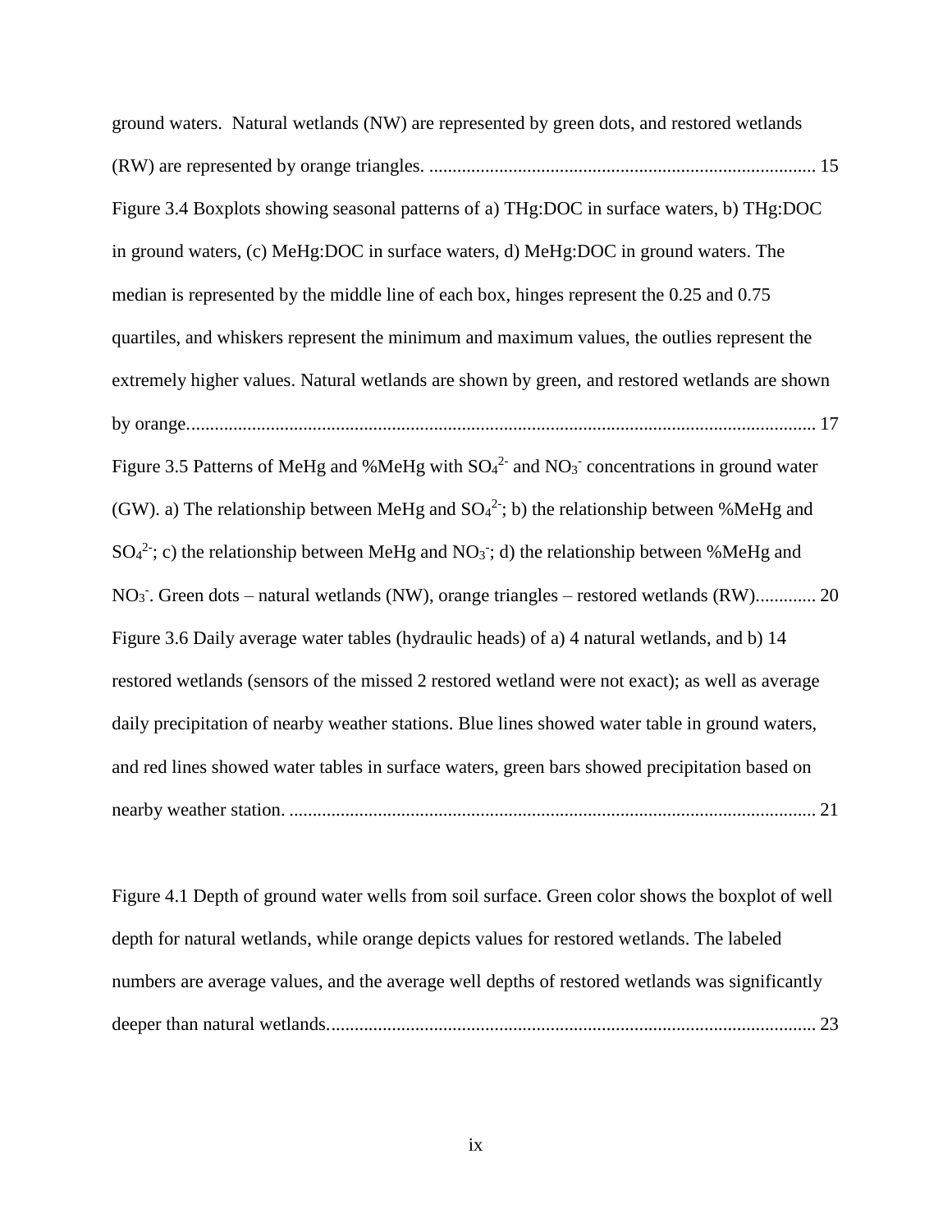ground waters. Natural wetlands (NW) are represented by green dots, and restored wetlands (RW) are represented by orange triangles. .................................................................................. 15

Figure 3.4 Boxplots showing seasonal patterns of a) THg:DOC in surface waters, b) THg:DOC in ground waters, (c) MeHg:DOC in surface waters, d) MeHg:DOC in ground waters. The median is represented by the middle line of each box, hinges represent the 0.25 and 0.75 quartiles, and whiskers represent the minimum and maximum values, the outlies represent the extremely higher values. Natural wetlands are shown by green, and restored wetlands are shown by orange...................................................................................................................... 17

Figure 3.5 Patterns of MeHg and %MeHg with $SO_4^{2-}$ and $NO_3^-$ concentrations in ground water (GW). a) The relationship between MeHg and $SO_4^{2-}$; b) the relationship between %MeHg and $SO_4^{2-}$; c) the relationship between MeHg and $NO_3^-$; d) the relationship between %MeHg and $NO_3^-$. Green dots – natural wetlands (NW), orange triangles – restored wetlands (RW)............. 20

Figure 3.6 Daily average water tables (hydraulic heads) of a) 4 natural wetlands, and b) 14 restored wetlands (sensors of the missed 2 restored wetland were not exact); as well as average daily precipitation of nearby weather stations. Blue lines showed water table in ground waters, and red lines showed water tables in surface waters, green bars showed precipitation based on nearby weather station. ................................................................................................................ 21

Figure 4.1 Depth of ground water wells from soil surface. Green color shows the boxplot of well depth for natural wetlands, while orange depicts values for restored wetlands. The labeled numbers are average values, and the average well depths of restored wetlands was significantly deeper than natural wetlands........................................................................................................ 23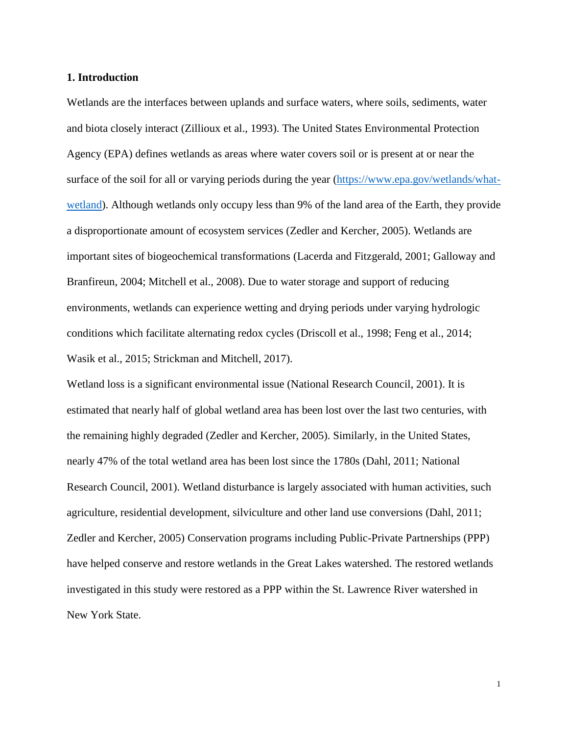# 1. Introduction

Wetlands are the interfaces between uplands and surface waters, where soils, sediments, water and biota closely interact (Zillioux et al., 1993). The United States Environmental Protection Agency (EPA) defines wetlands as areas where water covers soil or is present at or near the surface of the soil for all or varying periods during the year (https://www.epa.gov/wetlands/what-wetland). Although wetlands only occupy less than 9% of the land area of the Earth, they provide a disproportionate amount of ecosystem services (Zedler and Kercher, 2005). Wetlands are important sites of biogeochemical transformations (Lacerda and Fitzgerald, 2001; Galloway and Branfireun, 2004; Mitchell et al., 2008). Due to water storage and support of reducing environments, wetlands can experience wetting and drying periods under varying hydrologic conditions which facilitate alternating redox cycles (Driscoll et al., 1998; Feng et al., 2014; Wasik et al., 2015; Strickman and Mitchell, 2017).

Wetland loss is a significant environmental issue (National Research Council, 2001). It is estimated that nearly half of global wetland area has been lost over the last two centuries, with the remaining highly degraded (Zedler and Kercher, 2005). Similarly, in the United States, nearly 47% of the total wetland area has been lost since the 1780s (Dahl, 2011; National Research Council, 2001). Wetland disturbance is largely associated with human activities, such agriculture, residential development, silviculture and other land use conversions (Dahl, 2011; Zedler and Kercher, 2005) Conservation programs including Public-Private Partnerships (PPP) have helped conserve and restore wetlands in the Great Lakes watershed. The restored wetlands investigated in this study were restored as a PPP within the St. Lawrence River watershed in New York State.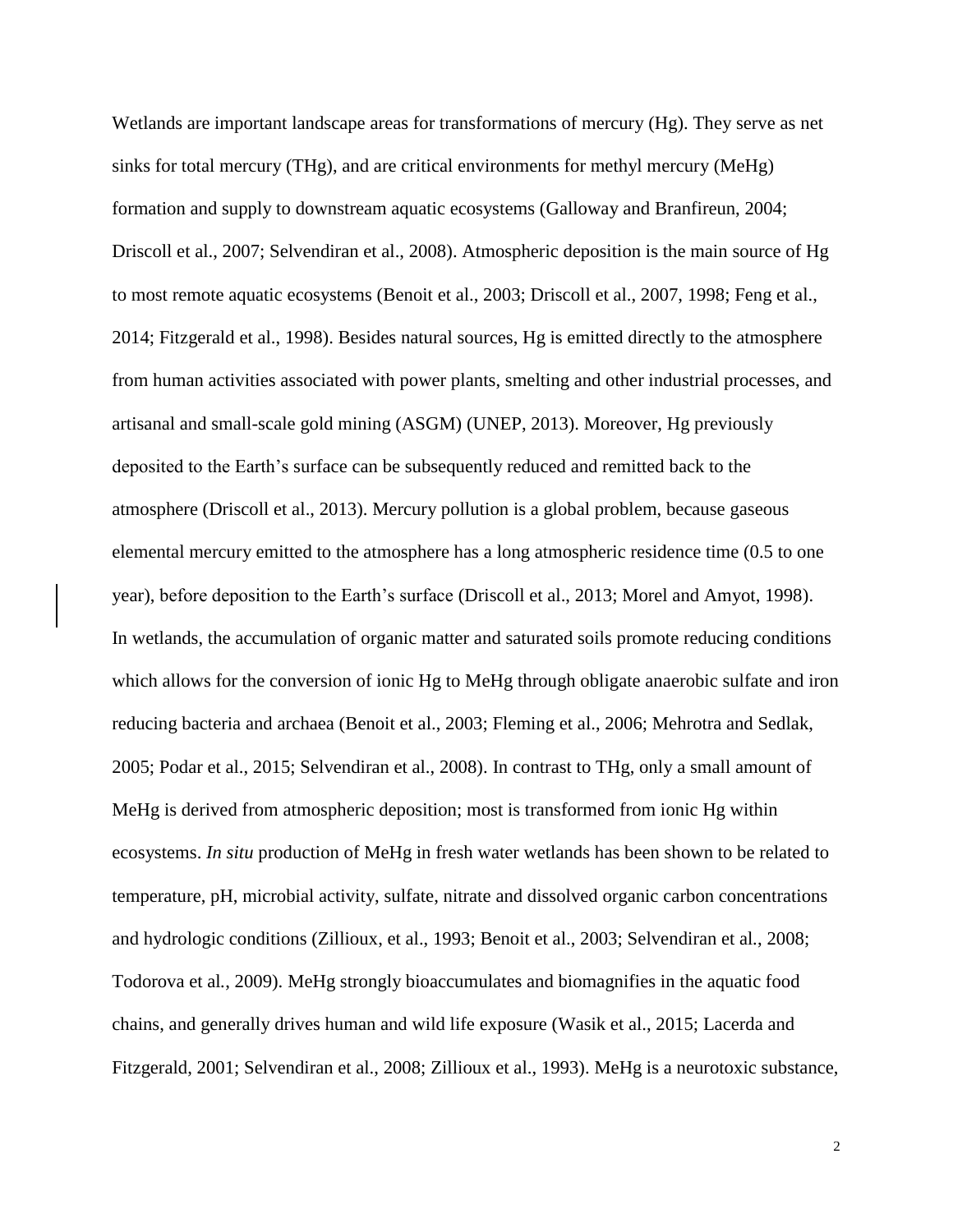Wetlands are important landscape areas for transformations of mercury (Hg). They serve as net sinks for total mercury (THg), and are critical environments for methyl mercury (MeHg) formation and supply to downstream aquatic ecosystems (Galloway and Branfireun, 2004; Driscoll et al., 2007; Selvendiran et al., 2008). Atmospheric deposition is the main source of Hg to most remote aquatic ecosystems (Benoit et al., 2003; Driscoll et al., 2007, 1998; Feng et al., 2014; Fitzgerald et al., 1998). Besides natural sources, Hg is emitted directly to the atmosphere from human activities associated with power plants, smelting and other industrial processes, and artisanal and small-scale gold mining (ASGM) (UNEP, 2013). Moreover, Hg previously deposited to the Earth's surface can be subsequently reduced and remitted back to the atmosphere (Driscoll et al., 2013). Mercury pollution is a global problem, because gaseous elemental mercury emitted to the atmosphere has a long atmospheric residence time (0.5 to one year), before deposition to the Earth's surface (Driscoll et al., 2013; Morel and Amyot, 1998). In wetlands, the accumulation of organic matter and saturated soils promote reducing conditions which allows for the conversion of ionic Hg to MeHg through obligate anaerobic sulfate and iron reducing bacteria and archaea (Benoit et al., 2003; Fleming et al., 2006; Mehrotra and Sedlak, 2005; Podar et al., 2015; Selvendiran et al., 2008). In contrast to THg, only a small amount of MeHg is derived from atmospheric deposition; most is transformed from ionic Hg within ecosystems. *In situ* production of MeHg in fresh water wetlands has been shown to be related to temperature, pH, microbial activity, sulfate, nitrate and dissolved organic carbon concentrations and hydrologic conditions (Zillioux, et al., 1993; Benoit et al., 2003; Selvendiran et al., 2008; Todorova et al., 2009). MeHg strongly bioaccumulates and biomagnifies in the aquatic food chains, and generally drives human and wild life exposure (Wasik et al., 2015; Lacerda and Fitzgerald, 2001; Selvendiran et al., 2008; Zillioux et al., 1993). MeHg is a neurotoxic substance,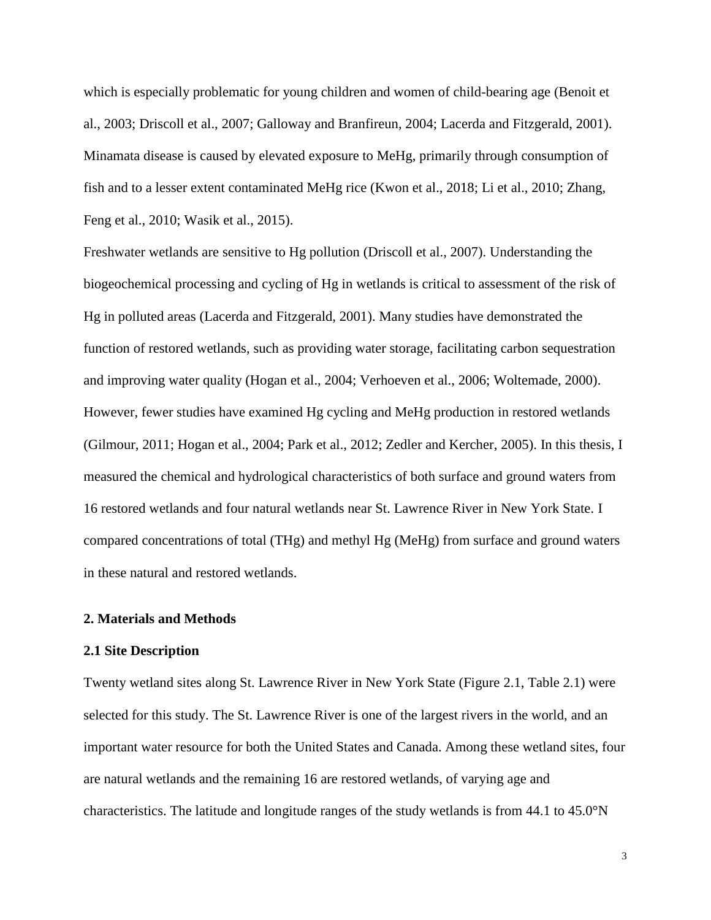which is especially problematic for young children and women of child-bearing age (Benoit et al., 2003; Driscoll et al., 2007; Galloway and Branfireun, 2004; Lacerda and Fitzgerald, 2001). Minamata disease is caused by elevated exposure to MeHg, primarily through consumption of fish and to a lesser extent contaminated MeHg rice (Kwon et al., 2018; Li et al., 2010; Zhang, Feng et al., 2010; Wasik et al., 2015).

Freshwater wetlands are sensitive to Hg pollution (Driscoll et al., 2007). Understanding the biogeochemical processing and cycling of Hg in wetlands is critical to assessment of the risk of Hg in polluted areas (Lacerda and Fitzgerald, 2001). Many studies have demonstrated the function of restored wetlands, such as providing water storage, facilitating carbon sequestration and improving water quality (Hogan et al., 2004; Verhoeven et al., 2006; Woltemade, 2000). However, fewer studies have examined Hg cycling and MeHg production in restored wetlands (Gilmour, 2011; Hogan et al., 2004; Park et al., 2012; Zedler and Kercher, 2005). In this thesis, I measured the chemical and hydrological characteristics of both surface and ground waters from 16 restored wetlands and four natural wetlands near St. Lawrence River in New York State. I compared concentrations of total (THg) and methyl Hg (MeHg) from surface and ground waters in these natural and restored wetlands.

## 2. Materials and Methods

### 2.1 Site Description

Twenty wetland sites along St. Lawrence River in New York State (Figure 2.1, Table 2.1) were selected for this study. The St. Lawrence River is one of the largest rivers in the world, and an important water resource for both the United States and Canada. Among these wetland sites, four are natural wetlands and the remaining 16 are restored wetlands, of varying age and characteristics. The latitude and longitude ranges of the study wetlands is from 44.1 to 45.0°N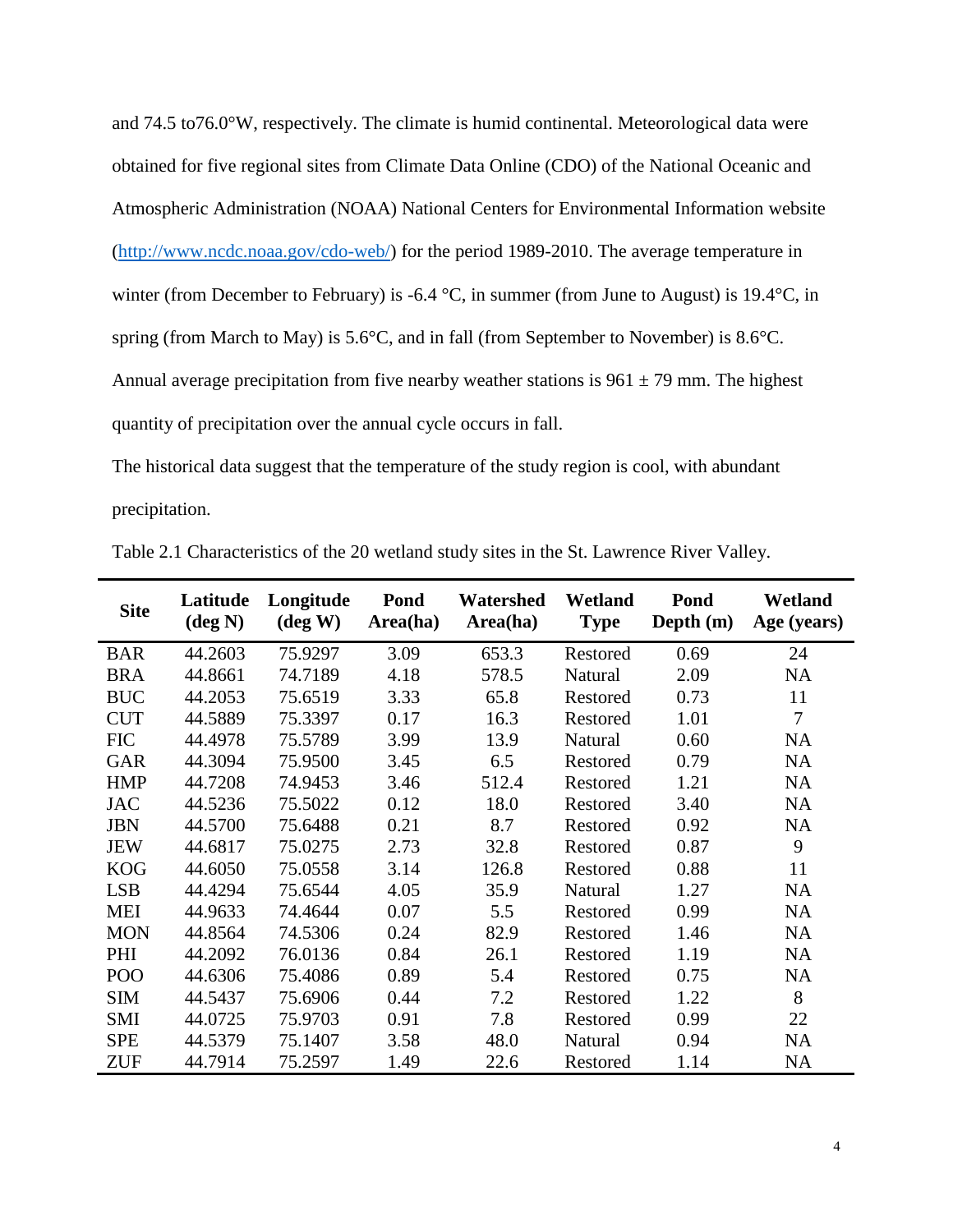and 74.5 to76.0°W, respectively. The climate is humid continental. Meteorological data were obtained for five regional sites from Climate Data Online (CDO) of the National Oceanic and Atmospheric Administration (NOAA) National Centers for Environmental Information website (http://www.ncdc.noaa.gov/cdo-web/) for the period 1989-2010. The average temperature in winter (from December to February) is -6.4 °C, in summer (from June to August) is 19.4°C, in spring (from March to May) is 5.6°C, and in fall (from September to November) is 8.6°C. Annual average precipitation from five nearby weather stations is 961 ± 79 mm. The highest quantity of precipitation over the annual cycle occurs in fall.

The historical data suggest that the temperature of the study region is cool, with abundant precipitation.

Table 2.1 Characteristics of the 20 wetland study sites in the St. Lawrence River Valley.

| Site | Latitude (deg N) | Longitude (deg W) | Pond Area(ha) | Watershed Area(ha) | Wetland Type | Pond Depth (m) | Wetland Age (years) |
|---|---|---|---|---|---|---|---|
| BAR | 44.2603 | 75.9297 | 3.09 | 653.3 | Restored | 0.69 | 24 |
| BRA | 44.8661 | 74.7189 | 4.18 | 578.5 | Natural | 2.09 | NA |
| BUC | 44.2053 | 75.6519 | 3.33 | 65.8 | Restored | 0.73 | 11 |
| CUT | 44.5889 | 75.3397 | 0.17 | 16.3 | Restored | 1.01 | 7 |
| FIC | 44.4978 | 75.5789 | 3.99 | 13.9 | Natural | 0.60 | NA |
| GAR | 44.3094 | 75.9500 | 3.45 | 6.5 | Restored | 0.79 | NA |
| HMP | 44.7208 | 74.9453 | 3.46 | 512.4 | Restored | 1.21 | NA |
| JAC | 44.5236 | 75.5022 | 0.12 | 18.0 | Restored | 3.40 | NA |
| JBN | 44.5700 | 75.6488 | 0.21 | 8.7 | Restored | 0.92 | NA |
| JEW | 44.6817 | 75.0275 | 2.73 | 32.8 | Restored | 0.87 | 9 |
| KOG | 44.6050 | 75.0558 | 3.14 | 126.8 | Restored | 0.88 | 11 |
| LSB | 44.4294 | 75.6544 | 4.05 | 35.9 | Natural | 1.27 | NA |
| MEI | 44.9633 | 74.4644 | 0.07 | 5.5 | Restored | 0.99 | NA |
| MON | 44.8564 | 74.5306 | 0.24 | 82.9 | Restored | 1.46 | NA |
| PHI | 44.2092 | 76.0136 | 0.84 | 26.1 | Restored | 1.19 | NA |
| POO | 44.6306 | 75.4086 | 0.89 | 5.4 | Restored | 0.75 | NA |
| SIM | 44.5437 | 75.6906 | 0.44 | 7.2 | Restored | 1.22 | 8 |
| SMI | 44.0725 | 75.9703 | 0.91 | 7.8 | Restored | 0.99 | 22 |
| SPE | 44.5379 | 75.1407 | 3.58 | 48.0 | Natural | 0.94 | NA |
| ZUF | 44.7914 | 75.2597 | 1.49 | 22.6 | Restored | 1.14 | NA |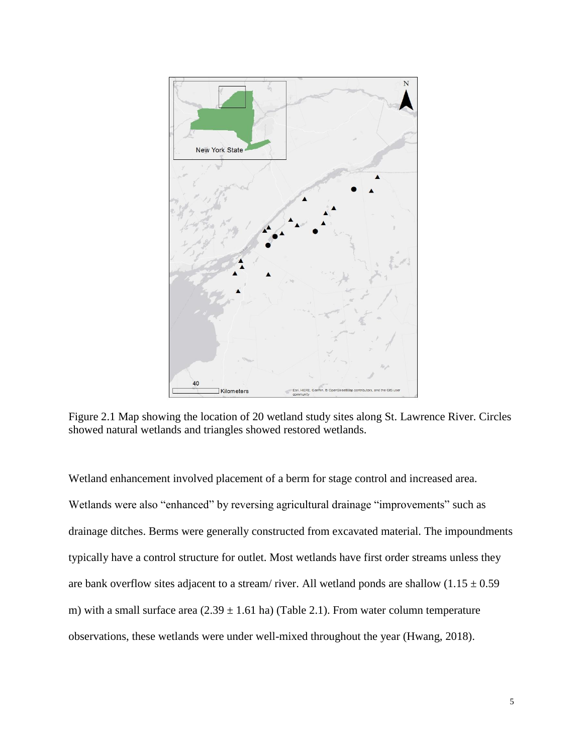Figure 2.1 Map showing the location of 20 wetland study sites along St. Lawrence River. Circles showed natural wetlands and triangles showed restored wetlands.

Wetland enhancement involved placement of a berm for stage control and increased area. Wetlands were also "enhanced" by reversing agricultural drainage "improvements" such as drainage ditches. Berms were generally constructed from excavated material. The impoundments typically have a control structure for outlet. Most wetlands have first order streams unless they are bank overflow sites adjacent to a stream/ river. All wetland ponds are shallow ($1.15 \pm 0.59$ m) with a small surface area ($2.39 \pm 1.61$ ha) (Table 2.1). From water column temperature observations, these wetlands were under well-mixed throughout the year (Hwang, 2018).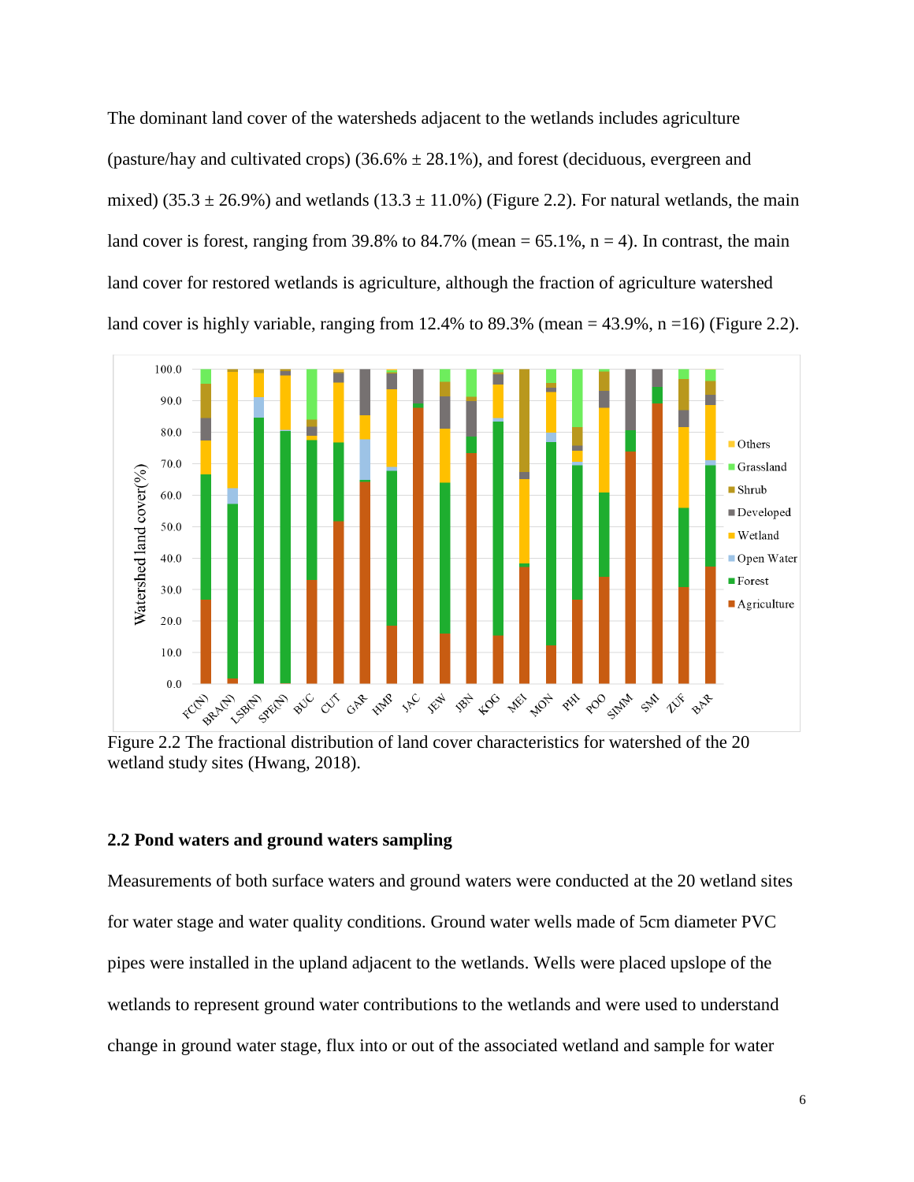The dominant land cover of the watersheds adjacent to the wetlands includes agriculture (pasture/hay and cultivated crops) (36.6% ± 28.1%), and forest (deciduous, evergreen and mixed) (35.3 ± 26.9%) and wetlands (13.3 ± 11.0%) (Figure 2.2). For natural wetlands, the main land cover is forest, ranging from 39.8% to 84.7% (mean = 65.1%, n = 4). In contrast, the main land cover for restored wetlands is agriculture, although the fraction of agriculture watershed land cover is highly variable, ranging from 12.4% to 89.3% (mean = 43.9%, n =16) (Figure 2.2).

Figure 2.2 The fractional distribution of land cover characteristics for watershed of the 20 wetland study sites (Hwang, 2018).

### 2.2 Pond waters and ground waters sampling

Measurements of both surface waters and ground waters were conducted at the 20 wetland sites for water stage and water quality conditions. Ground water wells made of 5cm diameter PVC pipes were installed in the upland adjacent to the wetlands. Wells were placed upslope of the wetlands to represent ground water contributions to the wetlands and were used to understand change in ground water stage, flux into or out of the associated wetland and sample for water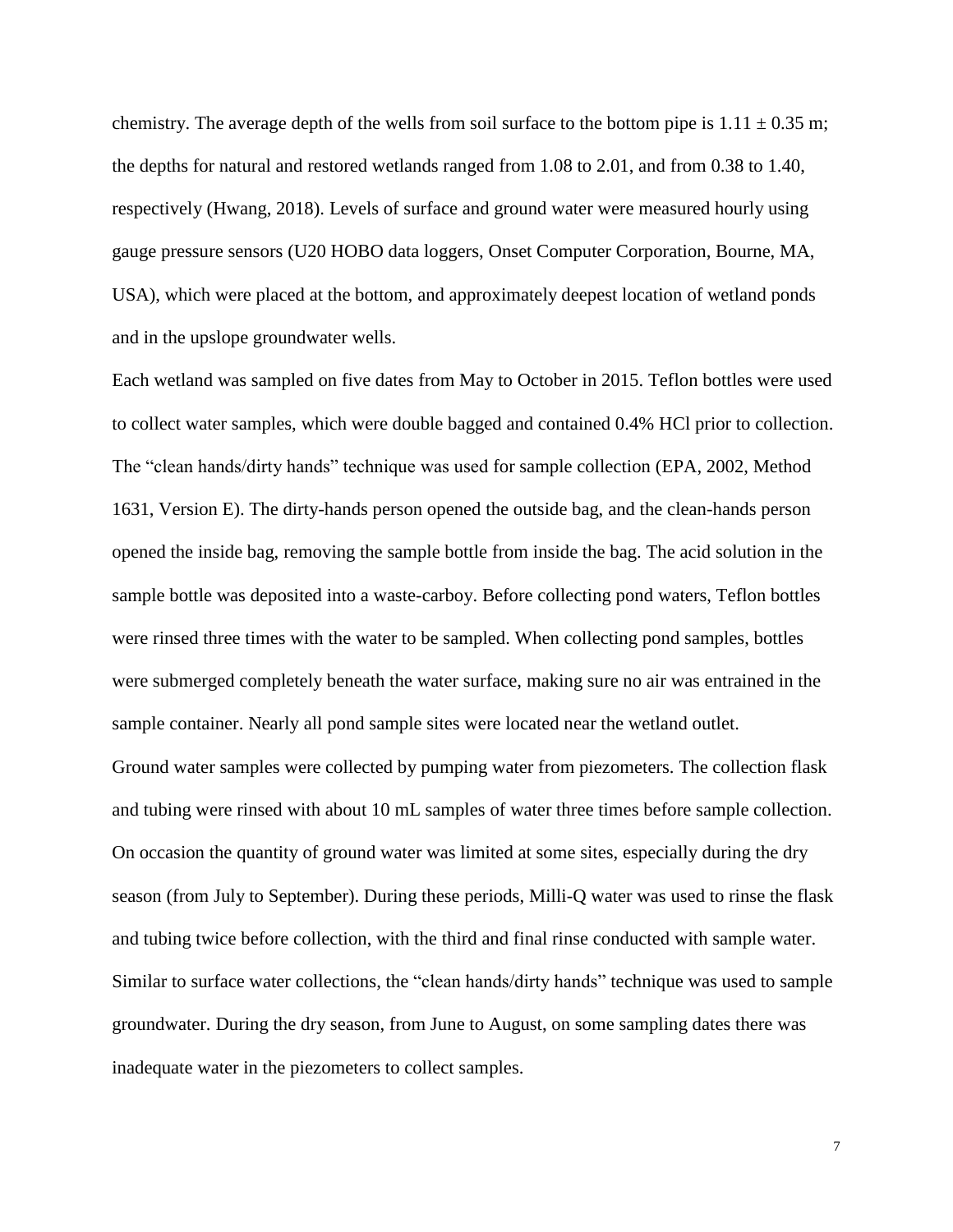chemistry. The average depth of the wells from soil surface to the bottom pipe is $1.11 \pm 0.35$ m; the depths for natural and restored wetlands ranged from 1.08 to 2.01, and from 0.38 to 1.40, respectively (Hwang, 2018). Levels of surface and ground water were measured hourly using gauge pressure sensors (U20 HOBO data loggers, Onset Computer Corporation, Bourne, MA, USA), which were placed at the bottom, and approximately deepest location of wetland ponds and in the upslope groundwater wells.

Each wetland was sampled on five dates from May to October in 2015. Teflon bottles were used to collect water samples, which were double bagged and contained 0.4% HCl prior to collection. The "clean hands/dirty hands" technique was used for sample collection (EPA, 2002, Method 1631, Version E). The dirty-hands person opened the outside bag, and the clean-hands person opened the inside bag, removing the sample bottle from inside the bag. The acid solution in the sample bottle was deposited into a waste-carboy. Before collecting pond waters, Teflon bottles were rinsed three times with the water to be sampled. When collecting pond samples, bottles were submerged completely beneath the water surface, making sure no air was entrained in the sample container. Nearly all pond sample sites were located near the wetland outlet.

Ground water samples were collected by pumping water from piezometers. The collection flask and tubing were rinsed with about 10 mL samples of water three times before sample collection. On occasion the quantity of ground water was limited at some sites, especially during the dry season (from July to September). During these periods, Milli-Q water was used to rinse the flask and tubing twice before collection, with the third and final rinse conducted with sample water. Similar to surface water collections, the "clean hands/dirty hands" technique was used to sample groundwater. During the dry season, from June to August, on some sampling dates there was inadequate water in the piezometers to collect samples.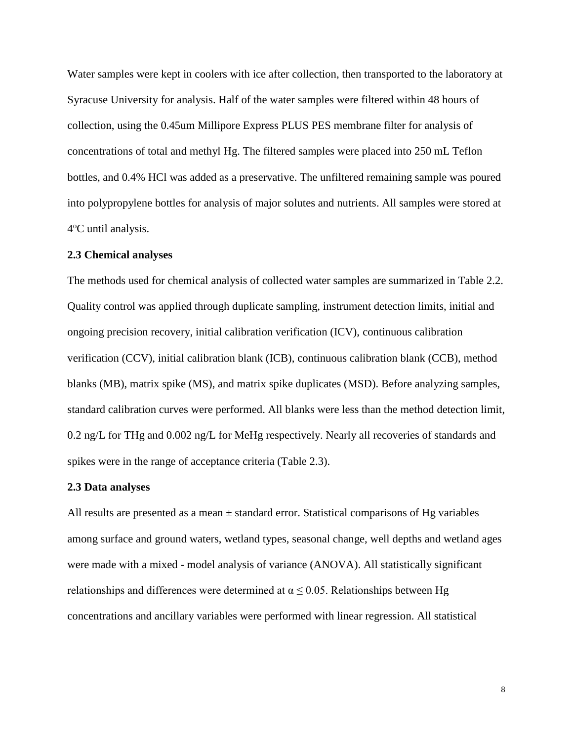Water samples were kept in coolers with ice after collection, then transported to the laboratory at Syracuse University for analysis. Half of the water samples were filtered within 48 hours of collection, using the 0.45um Millipore Express PLUS PES membrane filter for analysis of concentrations of total and methyl Hg. The filtered samples were placed into 250 mL Teflon bottles, and 0.4% HCl was added as a preservative. The unfiltered remaining sample was poured into polypropylene bottles for analysis of major solutes and nutrients. All samples were stored at 4ºC until analysis.

### 2.3 Chemical analyses

The methods used for chemical analysis of collected water samples are summarized in Table 2.2. Quality control was applied through duplicate sampling, instrument detection limits, initial and ongoing precision recovery, initial calibration verification (ICV), continuous calibration verification (CCV), initial calibration blank (ICB), continuous calibration blank (CCB), method blanks (MB), matrix spike (MS), and matrix spike duplicates (MSD). Before analyzing samples, standard calibration curves were performed. All blanks were less than the method detection limit, 0.2 ng/L for THg and 0.002 ng/L for MeHg respectively. Nearly all recoveries of standards and spikes were in the range of acceptance criteria (Table 2.3).

### 2.3 Data analyses

All results are presented as a mean ± standard error. Statistical comparisons of Hg variables among surface and ground waters, wetland types, seasonal change, well depths and wetland ages were made with a mixed - model analysis of variance (ANOVA). All statistically significant relationships and differences were determined at $\alpha \leq 0.05$. Relationships between Hg concentrations and ancillary variables were performed with linear regression. All statistical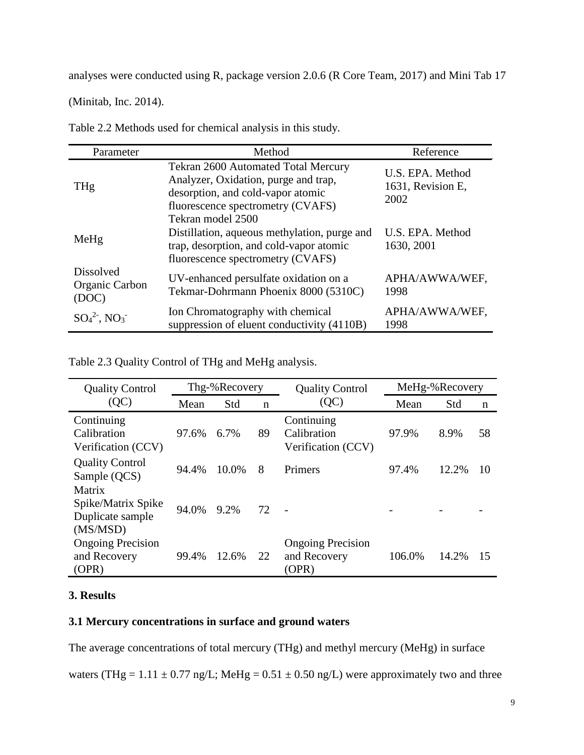analyses were conducted using R, package version 2.0.6 (R Core Team, 2017) and Mini Tab 17 (Minitab, Inc. 2014).

Table 2.2 Methods used for chemical analysis in this study.

| Parameter | Method | Reference |
|---|---|---|
| THg | Tekran 2600 Automated Total Mercury Analyzer, Oxidation, purge and trap, desorption, and cold-vapor atomic fluorescence spectrometry (CVAFS) | U.S. EPA. Method 1631, Revision E, 2002 |
| MeHg | Tekran model 2500 Distillation, aqueous methylation, purge and trap, desorption, and cold-vapor atomic fluorescence spectrometry (CVAFS) | U.S. EPA. Method 1630, 2001 |
| Dissolved Organic Carbon (DOC) | UV-enhanced persulfate oxidation on a Tekmar-Dohrmann Phoenix 8000 (5310C) | APHA/AWWA/WEF, 1998 |
| $SO_4^{2-}$, $NO_3^-$ | Ion Chromatography with chemical suppression of eluent conductivity (4110B) | APHA/AWWA/WEF, 1998 |

Table 2.3 Quality Control of THg and MeHg analysis.

| Quality Control (QC) | Thg-%Recovery | | | Quality Control (QC) | MeHg-%Recovery | | |
|---|---|---|---|---|---|---|---|
| | Mean | Std | n | | Mean | Std | n |
| Continuing Calibration Verification (CCV) | 97.6% | 6.7% | 89 | Continuing Calibration Verification (CCV) | 97.9% | 8.9% | 58 |
| Quality Control Sample (QCS) | 94.4% | 10.0% | 8 | Primers | 97.4% | 12.2% | 10 |
| Matrix Spike/Matrix Spike Duplicate sample (MS/MSD) | 94.0% | 9.2% | 72 | - | - | - | - |
| Ongoing Precision and Recovery (OPR) | 99.4% | 12.6% | 22 | Ongoing Precision and Recovery (OPR) | 106.0% | 14.2% | 15 |

## 3. Results

### 3.1 Mercury concentrations in surface and ground waters

The average concentrations of total mercury (THg) and methyl mercury (MeHg) in surface waters (THg = 1.11 ± 0.77 ng/L; MeHg = 0.51 ± 0.50 ng/L) were approximately two and three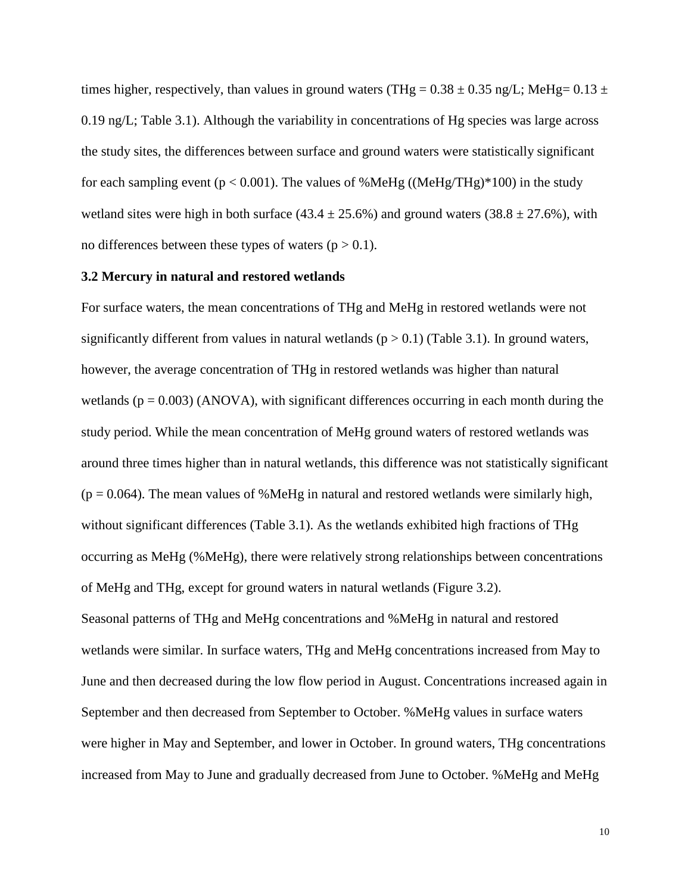times higher, respectively, than values in ground waters (THg = 0.38 ± 0.35 ng/L; MeHg= 0.13 ± 0.19 ng/L; Table 3.1). Although the variability in concentrations of Hg species was large across the study sites, the differences between surface and ground waters were statistically significant for each sampling event ($p < 0.001$). The values of %MeHg ((MeHg/THg)*100) in the study wetland sites were high in both surface (43.4 ± 25.6%) and ground waters (38.8 ± 27.6%), with no differences between these types of waters ($p > 0.1$).

### 3.2 Mercury in natural and restored wetlands

For surface waters, the mean concentrations of THg and MeHg in restored wetlands were not significantly different from values in natural wetlands ($p > 0.1$) (Table 3.1). In ground waters, however, the average concentration of THg in restored wetlands was higher than natural wetlands ($p = 0.003$) (ANOVA), with significant differences occurring in each month during the study period. While the mean concentration of MeHg ground waters of restored wetlands was around three times higher than in natural wetlands, this difference was not statistically significant ($p = 0.064$). The mean values of %MeHg in natural and restored wetlands were similarly high, without significant differences (Table 3.1). As the wetlands exhibited high fractions of THg occurring as MeHg (%MeHg), there were relatively strong relationships between concentrations of MeHg and THg, except for ground waters in natural wetlands (Figure 3.2).

Seasonal patterns of THg and MeHg concentrations and %MeHg in natural and restored wetlands were similar. In surface waters, THg and MeHg concentrations increased from May to June and then decreased during the low flow period in August. Concentrations increased again in September and then decreased from September to October. %MeHg values in surface waters were higher in May and September, and lower in October. In ground waters, THg concentrations increased from May to June and gradually decreased from June to October. %MeHg and MeHg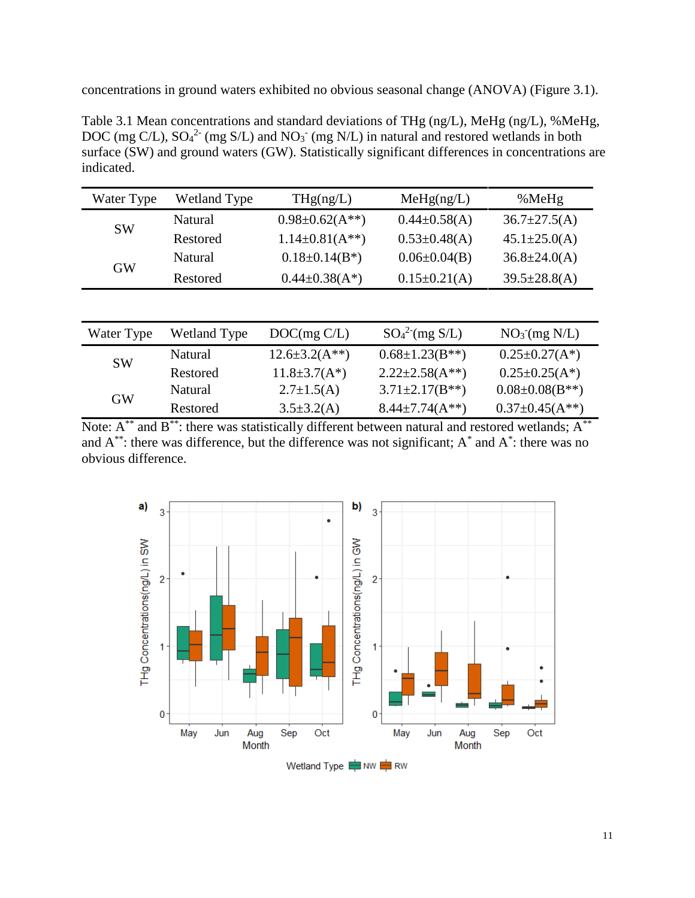concentrations in ground waters exhibited no obvious seasonal change (ANOVA) (Figure 3.1).

Table 3.1 Mean concentrations and standard deviations of THg (ng/L), MeHg (ng/L), %MeHg, DOC (mg C/L), $SO_4^{2-}$ (mg S/L) and $NO_3^-$ (mg N/L) in natural and restored wetlands in both surface (SW) and ground waters (GW). Statistically significant differences in concentrations are indicated.

| Water Type | Wetland Type | THg(ng/L) | MeHg(ng/L) | %MeHg |
|---|---|---|---|---|
| SW | Natural | 0.98±0.62(A**) | 0.44±0.58(A) | 36.7±27.5(A) |
| | Restored | 1.14±0.81(A**) | 0.53±0.48(A) | 45.1±25.0(A) |
| GW | Natural | 0.18±0.14(B*) | 0.06±0.04(B) | 36.8±24.0(A) |
| | Restored | 0.44±0.38(A*) | 0.15±0.21(A) | 39.5±28.8(A) |

| Water Type | Wetland Type | DOC(mg C/L) | $SO_4^{2-}$(mg S/L) | $NO_3^-$(mg N/L) |
|---|---|---|---|---|
| SW | Natural | 12.6±3.2(A**) | 0.68±1.23(B**) | 0.25±0.27(A*) |
| | Restored | 11.8±3.7(A*) | 2.22±2.58(A**) | 0.25±0.25(A*) |
| GW | Natural | 2.7±1.5(A) | 3.71±2.17(B**) | 0.08±0.08(B**) |
| | Restored | 3.5±3.2(A) | 8.44±7.74(A**) | 0.37±0.45(A**) |

Note: A** and B**: there was statistically different between natural and restored wetlands; A** and A**: there was difference, but the difference was not significant; A* and A*: there was no obvious difference.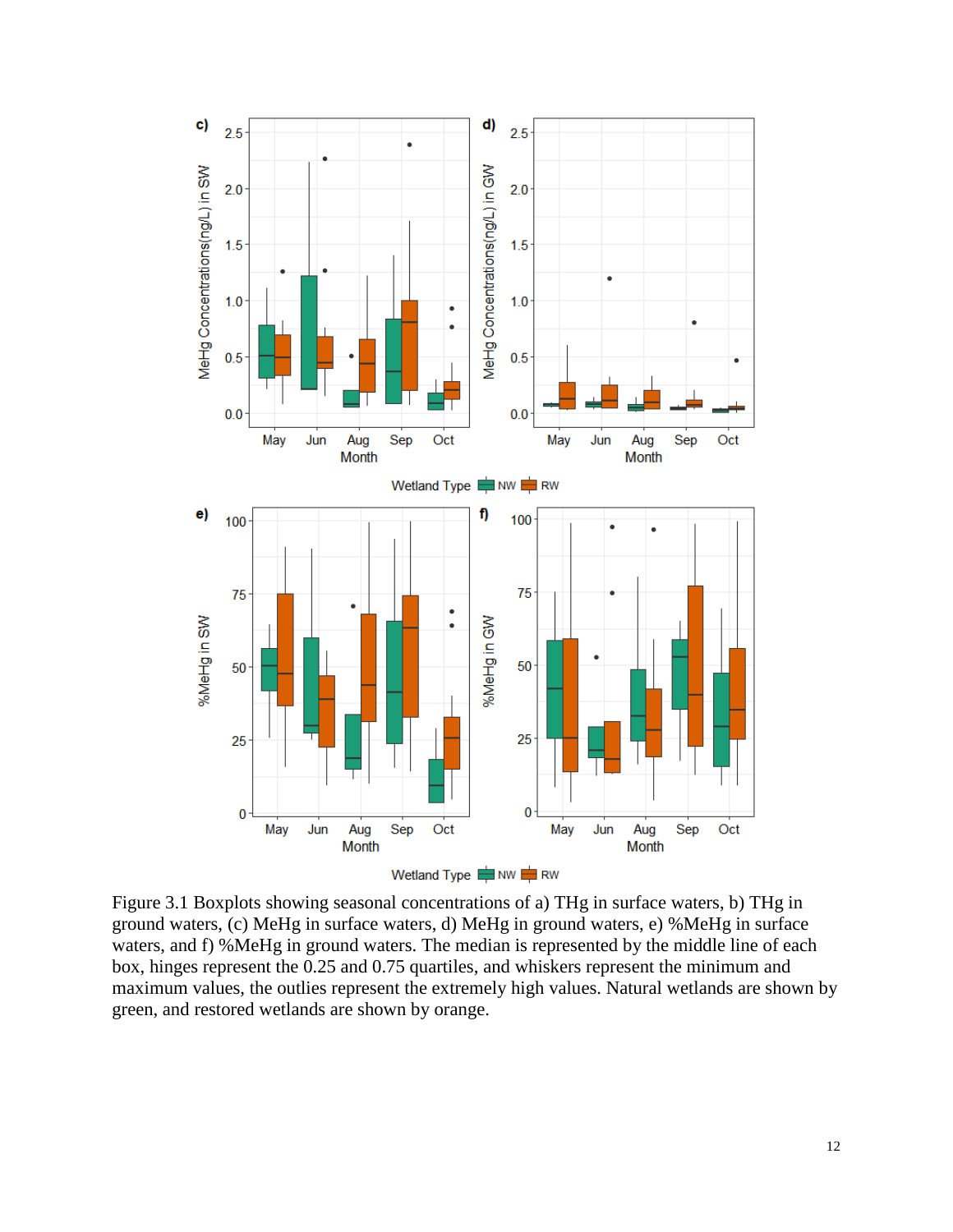Figure 3.1 Boxplots showing seasonal concentrations of a) THg in surface waters, b) THg in ground waters, (c) MeHg in surface waters, d) MeHg in ground waters, e) %MeHg in surface waters, and f) %MeHg in ground waters. The median is represented by the middle line of each box, hinges represent the 0.25 and 0.75 quartiles, and whiskers represent the minimum and maximum values, the outlies represent the extremely high values. Natural wetlands are shown by green, and restored wetlands are shown by orange.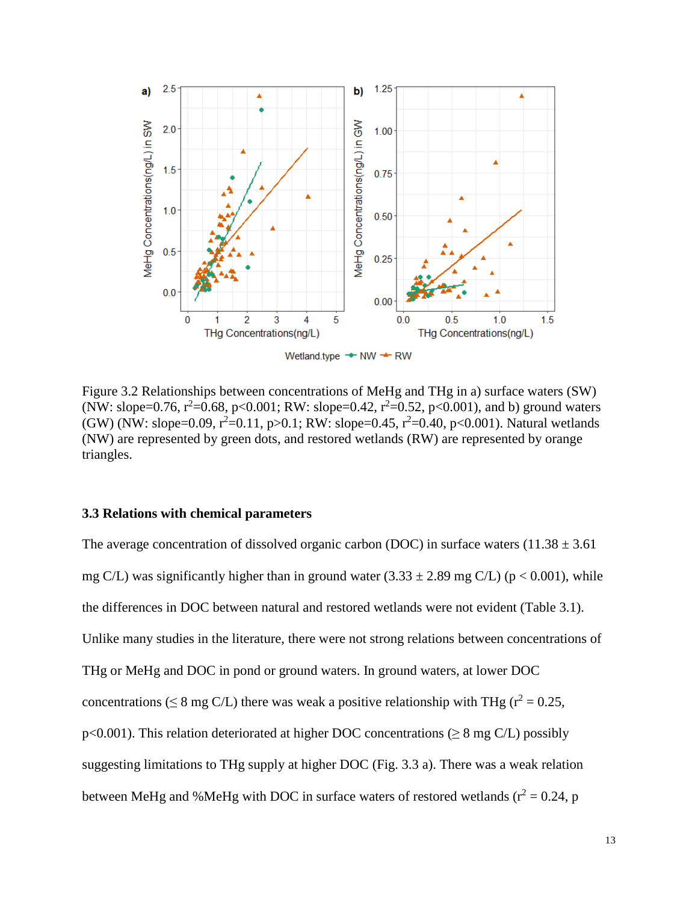Figure 3.2 Relationships between concentrations of MeHg and THg in a) surface waters (SW) (NW: slope=0.76, $r^2$=0.68, p<0.001; RW: slope=0.42, $r^2$=0.52, p<0.001), and b) ground waters (GW) (NW: slope=0.09, $r^2$=0.11, p>0.1; RW: slope=0.45, $r^2$=0.40, p<0.001). Natural wetlands (NW) are represented by green dots, and restored wetlands (RW) are represented by orange triangles.

### 3.3 Relations with chemical parameters

The average concentration of dissolved organic carbon (DOC) in surface waters (11.38 ± 3.61 mg C/L) was significantly higher than in ground water (3.33 ± 2.89 mg C/L) ($p < 0.001$), while the differences in DOC between natural and restored wetlands were not evident (Table 3.1). Unlike many studies in the literature, there were not strong relations between concentrations of THg or MeHg and DOC in pond or ground waters. In ground waters, at lower DOC concentrations (≤ 8 mg C/L) there was weak a positive relationship with THg ($r^2$ = 0.25, p<0.001). This relation deteriorated at higher DOC concentrations (≥ 8 mg C/L) possibly suggesting limitations to THg supply at higher DOC (Fig. 3.3 a). There was a weak relation between MeHg and %MeHg with DOC in surface waters of restored wetlands ($r^2$ = 0.24, p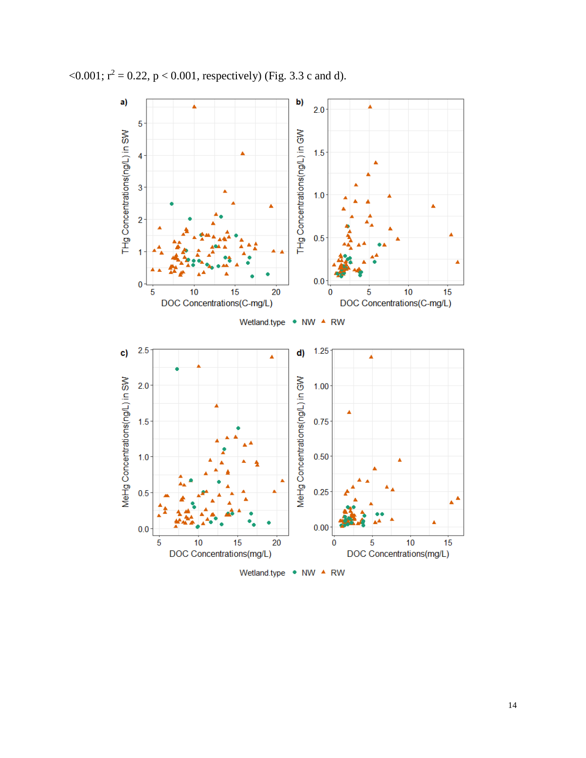<0.001; $r^2 = 0.22$, $p < 0.001$, respectively) (Fig. 3.3 c and d).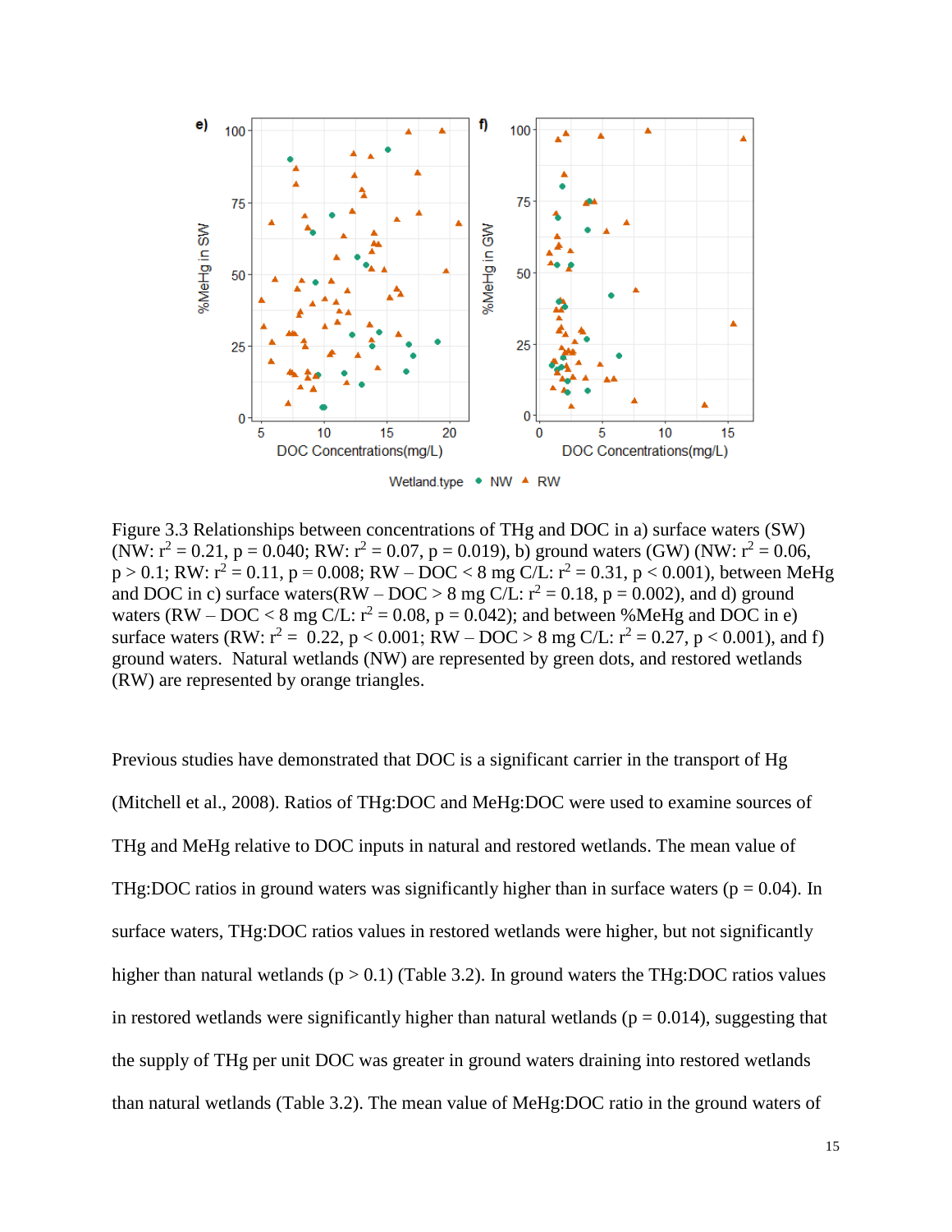Figure 3.3 Relationships between concentrations of THg and DOC in a) surface waters (SW) (NW: $r^2 = 0.21$, $p = 0.040$; RW: $r^2 = 0.07$, $p = 0.019$), b) ground waters (GW) (NW: $r^2 = 0.06$, $p > 0.1$; RW: $r^2 = 0.11$, $p = 0.008$; RW – DOC < 8 mg C/L: $r^2 = 0.31$, $p < 0.001$), between MeHg and DOC in c) surface waters(RW – DOC > 8 mg C/L: $r^2 = 0.18$, $p = 0.002$), and d) ground waters (RW – DOC < 8 mg C/L: $r^2 = 0.08$, $p = 0.042$); and between %MeHg and DOC in e) surface waters (RW: $r^2 = 0.22$, $p < 0.001$; RW – DOC > 8 mg C/L: $r^2 = 0.27$, $p < 0.001$), and f) ground waters. Natural wetlands (NW) are represented by green dots, and restored wetlands (RW) are represented by orange triangles.

Previous studies have demonstrated that DOC is a significant carrier in the transport of Hg (Mitchell et al., 2008). Ratios of THg:DOC and MeHg:DOC were used to examine sources of THg and MeHg relative to DOC inputs in natural and restored wetlands. The mean value of THg:DOC ratios in ground waters was significantly higher than in surface waters ($p = 0.04$). In surface waters, THg:DOC ratios values in restored wetlands were higher, but not significantly higher than natural wetlands ($p > 0.1$) (Table 3.2). In ground waters the THg:DOC ratios values in restored wetlands were significantly higher than natural wetlands ($p = 0.014$), suggesting that the supply of THg per unit DOC was greater in ground waters draining into restored wetlands than natural wetlands (Table 3.2). The mean value of MeHg:DOC ratio in the ground waters of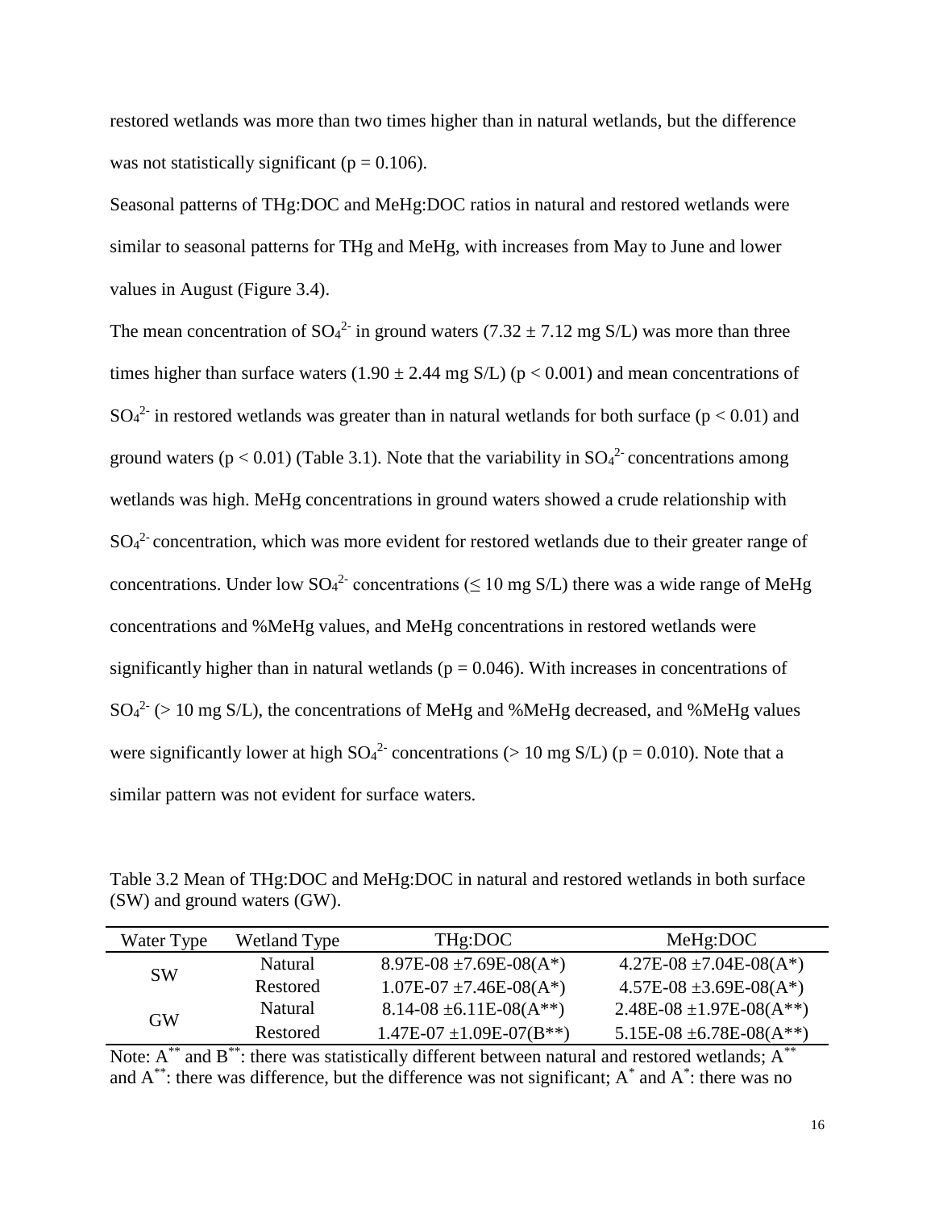restored wetlands was more than two times higher than in natural wetlands, but the difference was not statistically significant ($p = 0.106$).

Seasonal patterns of THg:DOC and MeHg:DOC ratios in natural and restored wetlands were similar to seasonal patterns for THg and MeHg, with increases from May to June and lower values in August (Figure 3.4).

The mean concentration of $SO_4^{2-}$ in ground waters ($7.32 \pm 7.12$ mg S/L) was more than three times higher than surface waters ($1.90 \pm 2.44$ mg S/L) ($p < 0.001$) and mean concentrations of $SO_4^{2-}$ in restored wetlands was greater than in natural wetlands for both surface ($p < 0.01$) and ground waters ($p < 0.01$) (Table 3.1). Note that the variability in $SO_4^{2-}$ concentrations among wetlands was high. MeHg concentrations in ground waters showed a crude relationship with $SO_4^{2-}$ concentration, which was more evident for restored wetlands due to their greater range of concentrations. Under low $SO_4^{2-}$ concentrations ($\leq 10$ mg S/L) there was a wide range of MeHg concentrations and %MeHg values, and MeHg concentrations in restored wetlands were significantly higher than in natural wetlands ($p = 0.046$). With increases in concentrations of $SO_4^{2-}$ ($> 10$ mg S/L), the concentrations of MeHg and %MeHg decreased, and %MeHg values were significantly lower at high $SO_4^{2-}$ concentrations ($> 10$ mg S/L) ($p = 0.010$). Note that a similar pattern was not evident for surface waters.

Table 3.2 Mean of THg:DOC and MeHg:DOC in natural and restored wetlands in both surface (SW) and ground waters (GW).

| Water Type | Wetland Type | THg:DOC | MeHg:DOC |
|---|---|---|---|
| SW | Natural | 8.97E-08 ±7.69E-08(A*) | 4.27E-08 ±7.04E-08(A*) |
| | Restored | 1.07E-07 ±7.46E-08(A*) | 4.57E-08 ±3.69E-08(A*) |
| GW | Natural | 8.14-08 ±6.11E-08(A**) | 2.48E-08 ±1.97E-08(A**) |
| | Restored | 1.47E-07 ±1.09E-07(B**) | 5.15E-08 ±6.78E-08(A**) |

Note: A** and B**: there was statistically different between natural and restored wetlands; A** and A**: there was difference, but the difference was not significant; A* and A*: there was no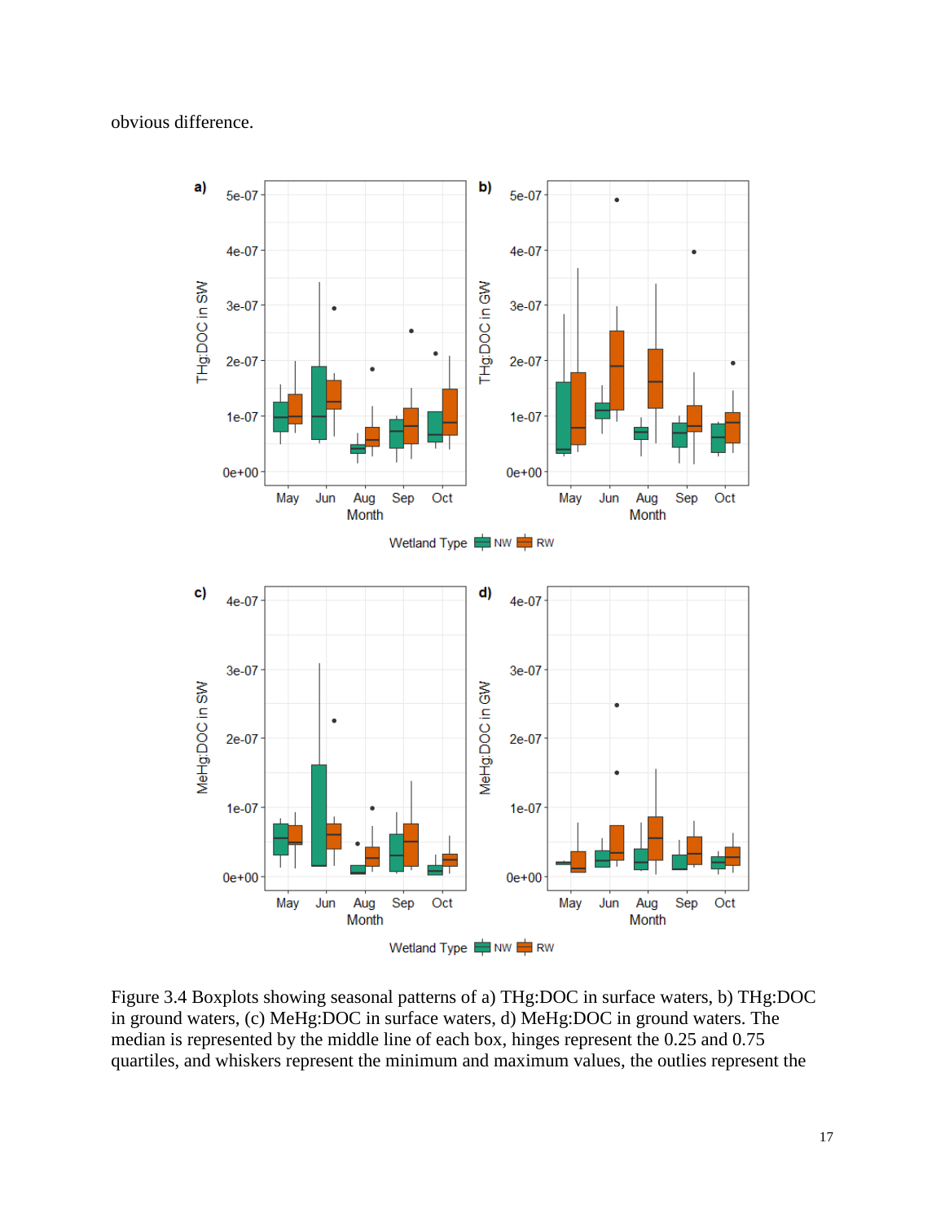obvious difference.

Figure 3.4 Boxplots showing seasonal patterns of a) THg:DOC in surface waters, b) THg:DOC in ground waters, (c) MeHg:DOC in surface waters, d) MeHg:DOC in ground waters. The median is represented by the middle line of each box, hinges represent the 0.25 and 0.75 quartiles, and whiskers represent the minimum and maximum values, the outlies represent the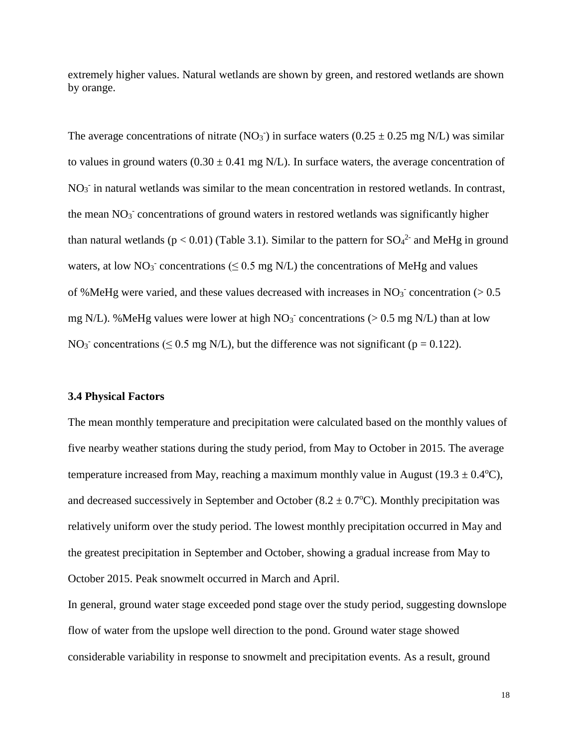extremely higher values. Natural wetlands are shown by green, and restored wetlands are shown by orange.

The average concentrations of nitrate ($NO_3^-$) in surface waters ($0.25 \pm 0.25$ mg N/L) was similar to values in ground waters ($0.30 \pm 0.41$ mg N/L). In surface waters, the average concentration of $NO_3^-$ in natural wetlands was similar to the mean concentration in restored wetlands. In contrast, the mean $NO_3^-$ concentrations of ground waters in restored wetlands was significantly higher than natural wetlands ($p < 0.01$) (Table 3.1). Similar to the pattern for $SO_4^{2-}$ and MeHg in ground waters, at low $NO_3^-$ concentrations ($\leq 0.5$ mg N/L) the concentrations of MeHg and values of %MeHg were varied, and these values decreased with increases in $NO_3^-$ concentration ($> 0.5$ mg N/L). %MeHg values were lower at high $NO_3^-$ concentrations ($> 0.5$ mg N/L) than at low $NO_3^-$ concentrations ($\leq 0.5$ mg N/L), but the difference was not significant ($p = 0.122$).

### 3.4 Physical Factors

The mean monthly temperature and precipitation were calculated based on the monthly values of five nearby weather stations during the study period, from May to October in 2015. The average temperature increased from May, reaching a maximum monthly value in August ($19.3 \pm 0.4^{o}$C), and decreased successively in September and October ($8.2 \pm 0.7^{o}$C). Monthly precipitation was relatively uniform over the study period. The lowest monthly precipitation occurred in May and the greatest precipitation in September and October, showing a gradual increase from May to October 2015. Peak snowmelt occurred in March and April.

In general, ground water stage exceeded pond stage over the study period, suggesting downslope flow of water from the upslope well direction to the pond. Ground water stage showed considerable variability in response to snowmelt and precipitation events. As a result, ground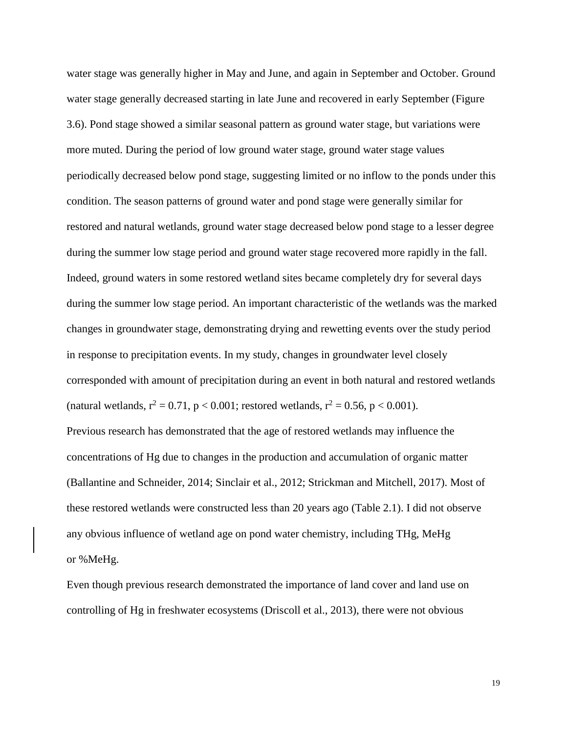water stage was generally higher in May and June, and again in September and October. Ground water stage generally decreased starting in late June and recovered in early September (Figure 3.6). Pond stage showed a similar seasonal pattern as ground water stage, but variations were more muted. During the period of low ground water stage, ground water stage values periodically decreased below pond stage, suggesting limited or no inflow to the ponds under this condition. The season patterns of ground water and pond stage were generally similar for restored and natural wetlands, ground water stage decreased below pond stage to a lesser degree during the summer low stage period and ground water stage recovered more rapidly in the fall. Indeed, ground waters in some restored wetland sites became completely dry for several days during the summer low stage period. An important characteristic of the wetlands was the marked changes in groundwater stage, demonstrating drying and rewetting events over the study period in response to precipitation events. In my study, changes in groundwater level closely corresponded with amount of precipitation during an event in both natural and restored wetlands (natural wetlands, $r^2 = 0.71$, $p < 0.001$; restored wetlands, $r^2 = 0.56$, $p < 0.001$).

Previous research has demonstrated that the age of restored wetlands may influence the concentrations of Hg due to changes in the production and accumulation of organic matter (Ballantine and Schneider, 2014; Sinclair et al., 2012; Strickman and Mitchell, 2017). Most of these restored wetlands were constructed less than 20 years ago (Table 2.1). I did not observe any obvious influence of wetland age on pond water chemistry, including THg, MeHg or %MeHg.

Even though previous research demonstrated the importance of land cover and land use on controlling of Hg in freshwater ecosystems (Driscoll et al., 2013), there were not obvious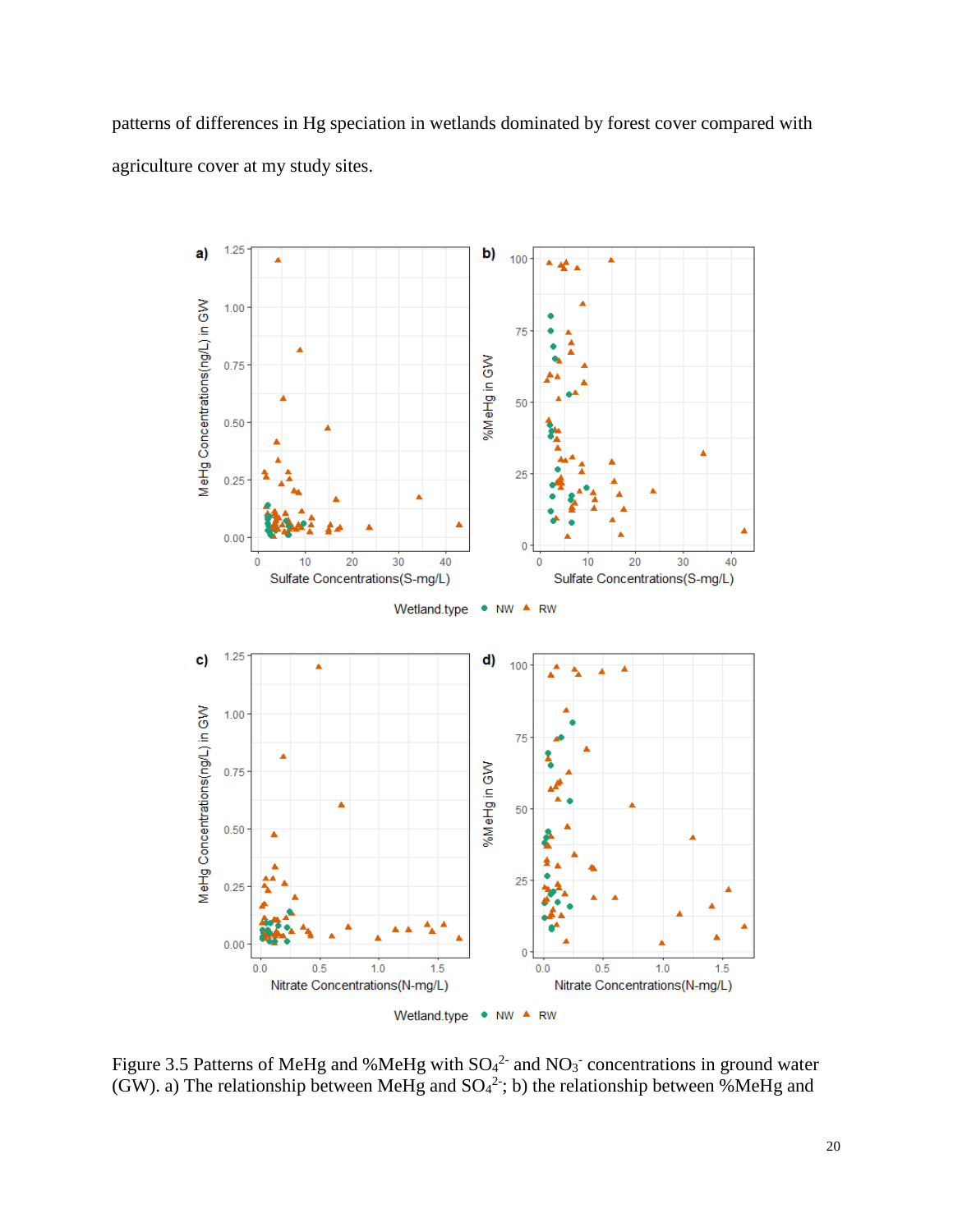patterns of differences in Hg speciation in wetlands dominated by forest cover compared with agriculture cover at my study sites.

Figure 3.5 Patterns of MeHg and %MeHg with $SO_4^{2-}$ and $NO_3^-$ concentrations in ground water (GW). a) The relationship between MeHg and $SO_4^{2-}$; b) the relationship between %MeHg and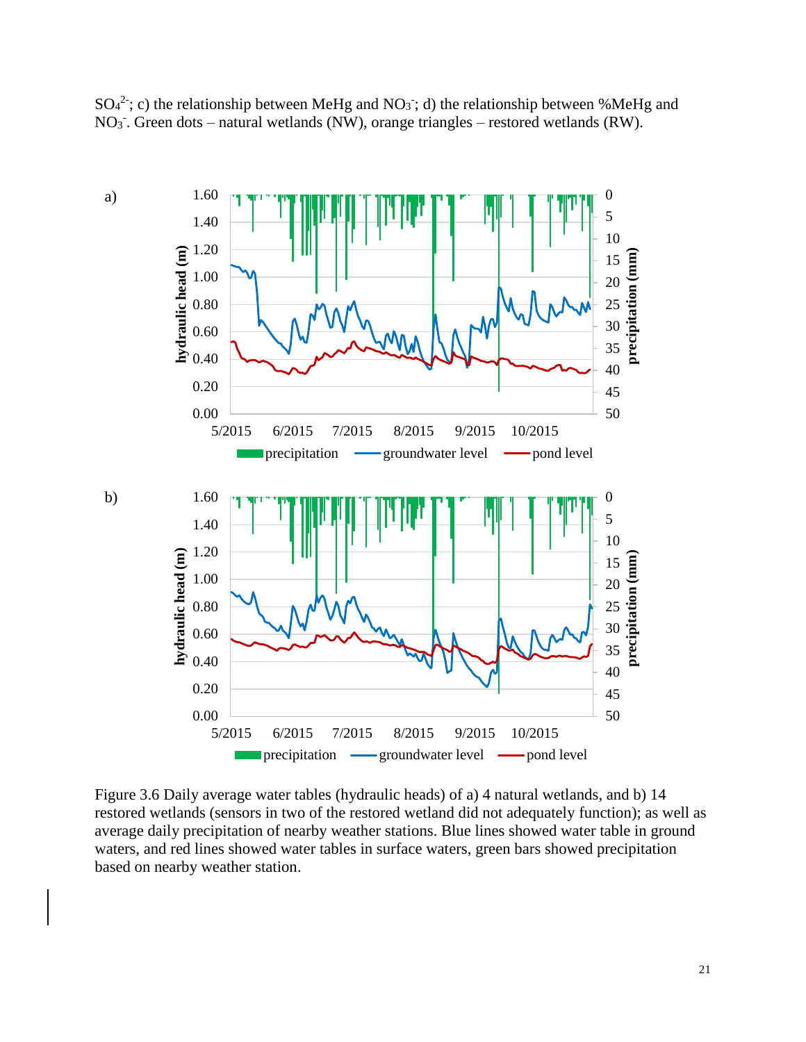$SO_4^{2-}$; c) the relationship between MeHg and $NO_3^-$; d) the relationship between %MeHg and $NO_3^-$. Green dots – natural wetlands (NW), orange triangles – restored wetlands (RW).

Figure 3.6 Daily average water tables (hydraulic heads) of a) 4 natural wetlands, and b) 14 restored wetlands (sensors in two of the restored wetland did not adequately function); as well as average daily precipitation of nearby weather stations. Blue lines showed water table in ground waters, and red lines showed water tables in surface waters, green bars showed precipitation based on nearby weather station.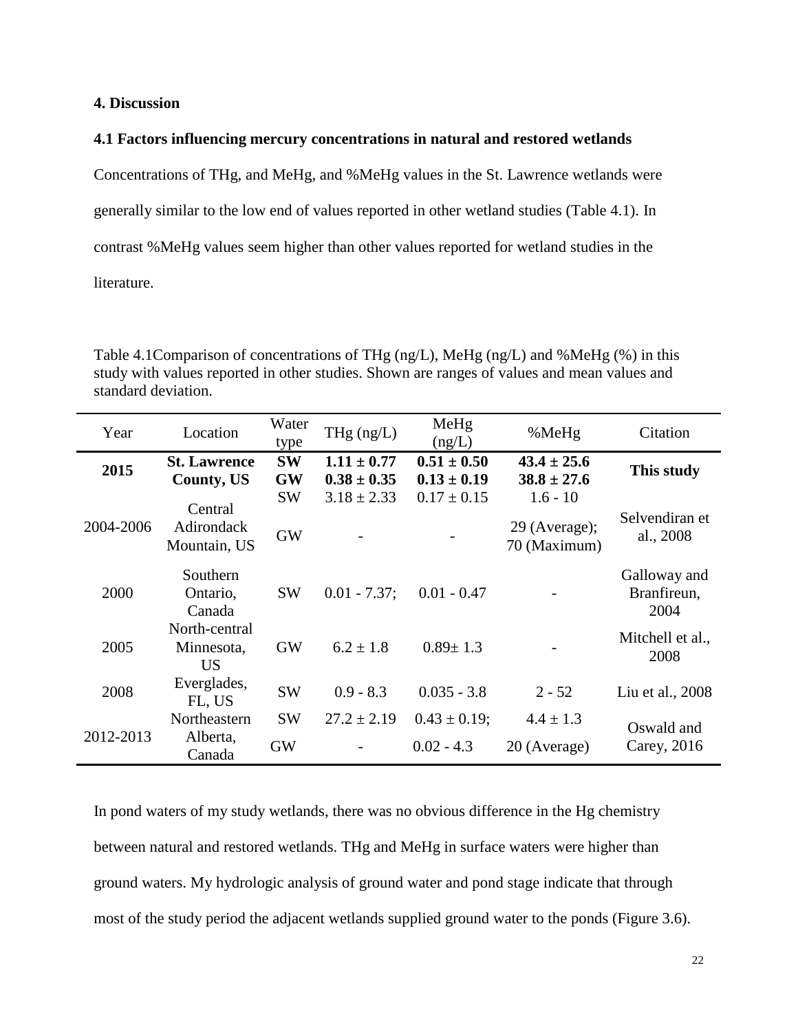## 4. Discussion

### 4.1 Factors influencing mercury concentrations in natural and restored wetlands

Concentrations of THg, and MeHg, and %MeHg values in the St. Lawrence wetlands were generally similar to the low end of values reported in other wetland studies (Table 4.1). In contrast %MeHg values seem higher than other values reported for wetland studies in the literature.

Table 4.1Comparison of concentrations of THg (ng/L), MeHg (ng/L) and %MeHg (%) in this study with values reported in other studies. Shown are ranges of values and mean values and standard deviation.

| Year | Location | Water type | THg (ng/L) | MeHg (ng/L) | %MeHg | Citation |
|---|---|---|---|---|---|---|
| **2015** | **St. Lawrence County, US** | **SW** | **1.11 ± 0.77** | **0.51 ± 0.50** | **43.4 ± 25.6** | **This study** |
| | | **GW** | **0.38 ± 0.35** | **0.13 ± 0.19** | **38.8 ± 27.6** | |
| 2004-2006 | Central Adirondack Mountain, US | SW | 3.18 ± 2.33 | 0.17 ± 0.15 | 1.6 - 10 | Selvendiran et al., 2008 |
| | | GW | - | - | 29 (Average); 70 (Maximum) | |
| 2000 | Southern Ontario, Canada | SW | 0.01 - 7.37; | 0.01 - 0.47 | - | Galloway and Branfireun, 2004 |
| 2005 | North-central Minnesota, US | GW | 6.2 ± 1.8 | 0.89± 1.3 | - | Mitchell et al., 2008 |
| 2008 | Everglades, FL, US | SW | 0.9 - 8.3 | 0.035 - 3.8 | 2 - 52 | Liu et al., 2008 |
| 2012-2013 | Northeastern Alberta, Canada | SW | 27.2 ± 2.19 | 0.43 ± 0.19; | 4.4 ± 1.3 | Oswald and Carey, 2016 |
| | | GW | - | 0.02 - 4.3 | 20 (Average) | |

In pond waters of my study wetlands, there was no obvious difference in the Hg chemistry between natural and restored wetlands. THg and MeHg in surface waters were higher than ground waters. My hydrologic analysis of ground water and pond stage indicate that through most of the study period the adjacent wetlands supplied ground water to the ponds (Figure 3.6).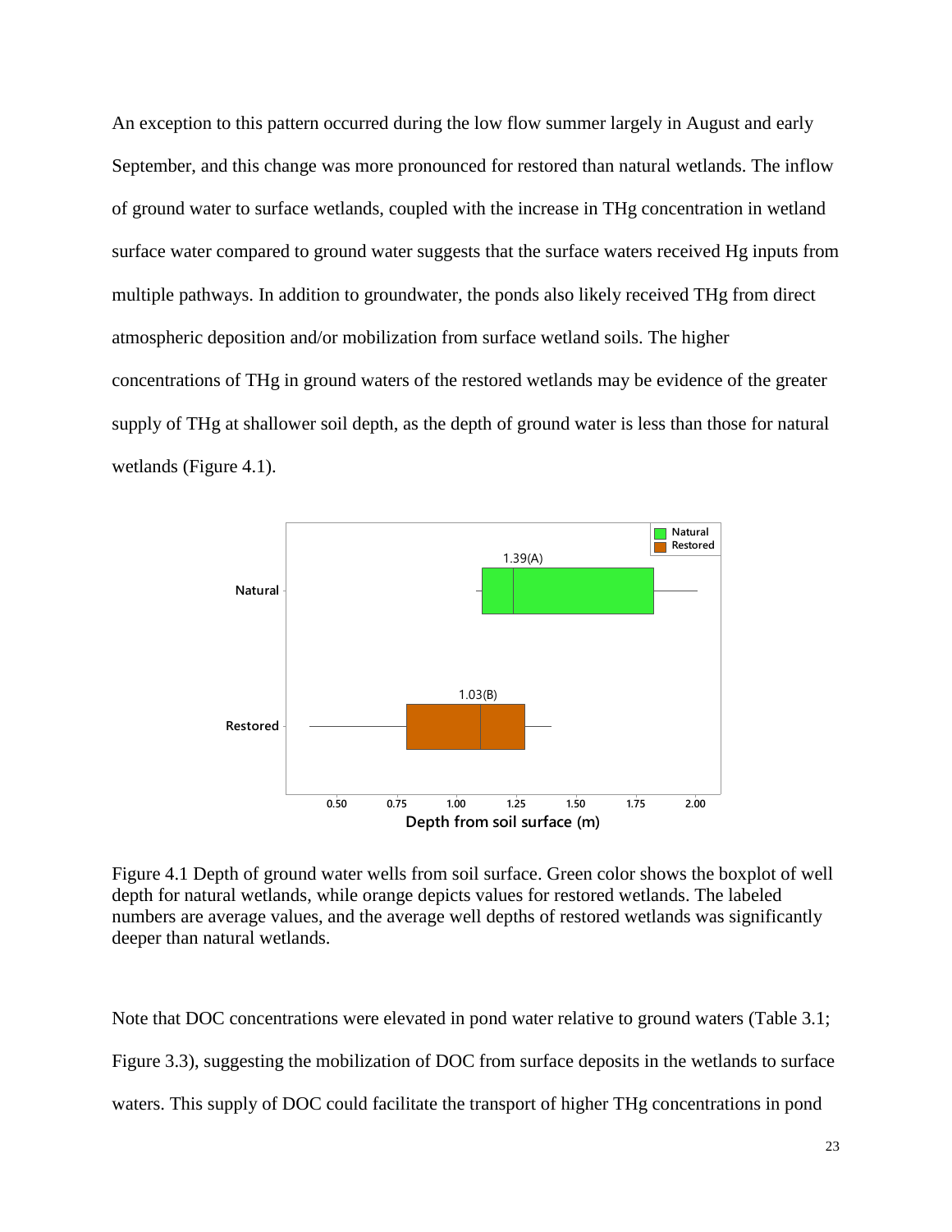An exception to this pattern occurred during the low flow summer largely in August and early September, and this change was more pronounced for restored than natural wetlands. The inflow of ground water to surface wetlands, coupled with the increase in THg concentration in wetland surface water compared to ground water suggests that the surface waters received Hg inputs from multiple pathways. In addition to groundwater, the ponds also likely received THg from direct atmospheric deposition and/or mobilization from surface wetland soils. The higher concentrations of THg in ground waters of the restored wetlands may be evidence of the greater supply of THg at shallower soil depth, as the depth of ground water is less than those for natural wetlands (Figure 4.1).

Figure 4.1 Depth of ground water wells from soil surface. Green color shows the boxplot of well depth for natural wetlands, while orange depicts values for restored wetlands. The labeled numbers are average values, and the average well depths of restored wetlands was significantly deeper than natural wetlands.

Note that DOC concentrations were elevated in pond water relative to ground waters (Table 3.1; Figure 3.3), suggesting the mobilization of DOC from surface deposits in the wetlands to surface waters. This supply of DOC could facilitate the transport of higher THg concentrations in pond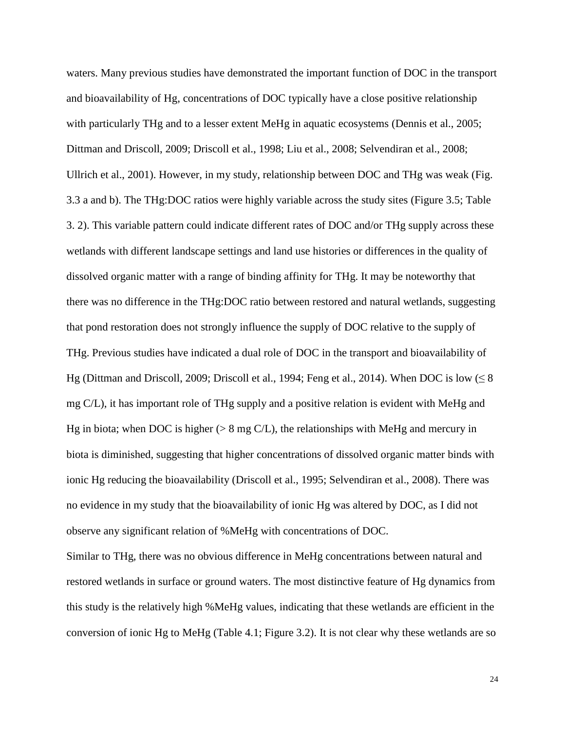waters. Many previous studies have demonstrated the important function of DOC in the transport and bioavailability of Hg, concentrations of DOC typically have a close positive relationship with particularly THg and to a lesser extent MeHg in aquatic ecosystems (Dennis et al., 2005; Dittman and Driscoll, 2009; Driscoll et al., 1998; Liu et al., 2008; Selvendiran et al., 2008; Ullrich et al., 2001). However, in my study, relationship between DOC and THg was weak (Fig. 3.3 a and b). The THg:DOC ratios were highly variable across the study sites (Figure 3.5; Table 3. 2). This variable pattern could indicate different rates of DOC and/or THg supply across these wetlands with different landscape settings and land use histories or differences in the quality of dissolved organic matter with a range of binding affinity for THg. It may be noteworthy that there was no difference in the THg:DOC ratio between restored and natural wetlands, suggesting that pond restoration does not strongly influence the supply of DOC relative to the supply of THg. Previous studies have indicated a dual role of DOC in the transport and bioavailability of Hg (Dittman and Driscoll, 2009; Driscoll et al., 1994; Feng et al., 2014). When DOC is low ($\leq 8$ mg C/L), it has important role of THg supply and a positive relation is evident with MeHg and Hg in biota; when DOC is higher ($> 8$ mg C/L), the relationships with MeHg and mercury in biota is diminished, suggesting that higher concentrations of dissolved organic matter binds with ionic Hg reducing the bioavailability (Driscoll et al., 1995; Selvendiran et al., 2008). There was no evidence in my study that the bioavailability of ionic Hg was altered by DOC, as I did not observe any significant relation of %MeHg with concentrations of DOC.

Similar to THg, there was no obvious difference in MeHg concentrations between natural and restored wetlands in surface or ground waters. The most distinctive feature of Hg dynamics from this study is the relatively high %MeHg values, indicating that these wetlands are efficient in the conversion of ionic Hg to MeHg (Table 4.1; Figure 3.2). It is not clear why these wetlands are so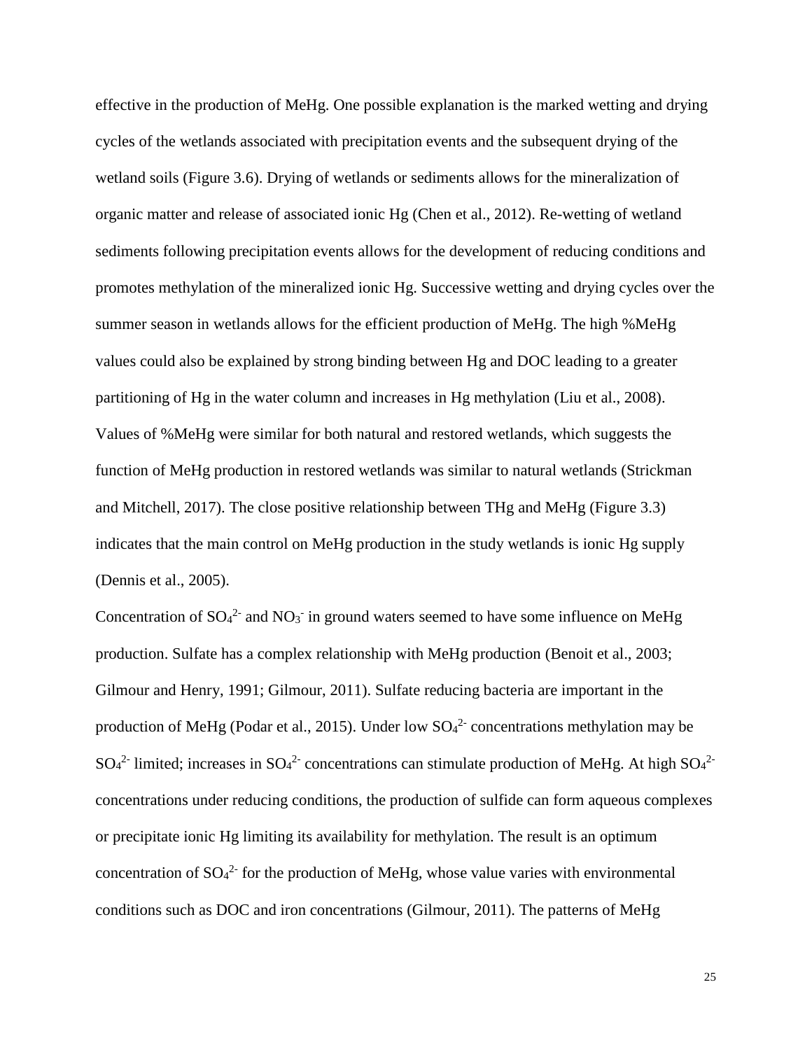effective in the production of MeHg. One possible explanation is the marked wetting and drying cycles of the wetlands associated with precipitation events and the subsequent drying of the wetland soils (Figure 3.6). Drying of wetlands or sediments allows for the mineralization of organic matter and release of associated ionic Hg (Chen et al., 2012). Re-wetting of wetland sediments following precipitation events allows for the development of reducing conditions and promotes methylation of the mineralized ionic Hg. Successive wetting and drying cycles over the summer season in wetlands allows for the efficient production of MeHg. The high %MeHg values could also be explained by strong binding between Hg and DOC leading to a greater partitioning of Hg in the water column and increases in Hg methylation (Liu et al., 2008). Values of %MeHg were similar for both natural and restored wetlands, which suggests the function of MeHg production in restored wetlands was similar to natural wetlands (Strickman and Mitchell, 2017). The close positive relationship between THg and MeHg (Figure 3.3) indicates that the main control on MeHg production in the study wetlands is ionic Hg supply (Dennis et al., 2005).

Concentration of $SO_4^{2-}$ and $NO_3^-$ in ground waters seemed to have some influence on MeHg production. Sulfate has a complex relationship with MeHg production (Benoit et al., 2003; Gilmour and Henry, 1991; Gilmour, 2011). Sulfate reducing bacteria are important in the production of MeHg (Podar et al., 2015). Under low $SO_4^{2-}$ concentrations methylation may be $SO_4^{2-}$ limited; increases in $SO_4^{2-}$ concentrations can stimulate production of MeHg. At high $SO_4^{2-}$ concentrations under reducing conditions, the production of sulfide can form aqueous complexes or precipitate ionic Hg limiting its availability for methylation. The result is an optimum concentration of $SO_4^{2-}$ for the production of MeHg, whose value varies with environmental conditions such as DOC and iron concentrations (Gilmour, 2011). The patterns of MeHg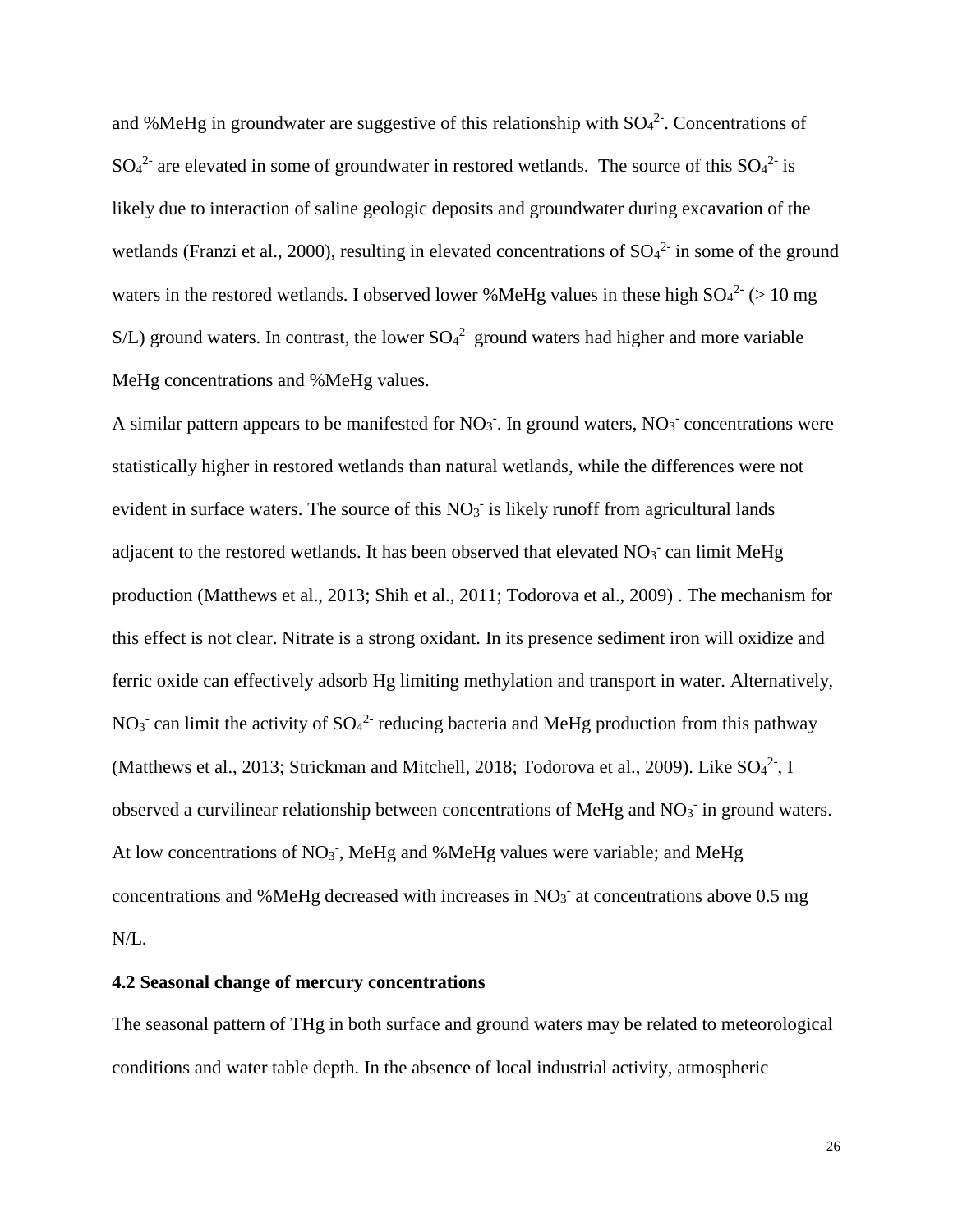and %MeHg in groundwater are suggestive of this relationship with $SO_4^{2-}$. Concentrations of $SO_4^{2-}$ are elevated in some of groundwater in restored wetlands. The source of this $SO_4^{2-}$ is likely due to interaction of saline geologic deposits and groundwater during excavation of the wetlands (Franzi et al., 2000), resulting in elevated concentrations of $SO_4^{2-}$ in some of the ground waters in the restored wetlands. I observed lower %MeHg values in these high $SO_4^{2-}$ (> 10 mg S/L) ground waters. In contrast, the lower $SO_4^{2-}$ ground waters had higher and more variable MeHg concentrations and %MeHg values.

A similar pattern appears to be manifested for $NO_3^-$. In ground waters, $NO_3^-$ concentrations were statistically higher in restored wetlands than natural wetlands, while the differences were not evident in surface waters. The source of this $NO_3^-$ is likely runoff from agricultural lands adjacent to the restored wetlands. It has been observed that elevated $NO_3^-$ can limit MeHg production (Matthews et al., 2013; Shih et al., 2011; Todorova et al., 2009) . The mechanism for this effect is not clear. Nitrate is a strong oxidant. In its presence sediment iron will oxidize and ferric oxide can effectively adsorb Hg limiting methylation and transport in water. Alternatively, $NO_3^-$ can limit the activity of $SO_4^{2-}$ reducing bacteria and MeHg production from this pathway (Matthews et al., 2013; Strickman and Mitchell, 2018; Todorova et al., 2009). Like $SO_4^{2-}$, I observed a curvilinear relationship between concentrations of MeHg and $NO_3^-$ in ground waters. At low concentrations of $NO_3^-$, MeHg and %MeHg values were variable; and MeHg concentrations and %MeHg decreased with increases in $NO_3^-$ at concentrations above 0.5 mg N/L.

### 4.2 Seasonal change of mercury concentrations

The seasonal pattern of THg in both surface and ground waters may be related to meteorological conditions and water table depth. In the absence of local industrial activity, atmospheric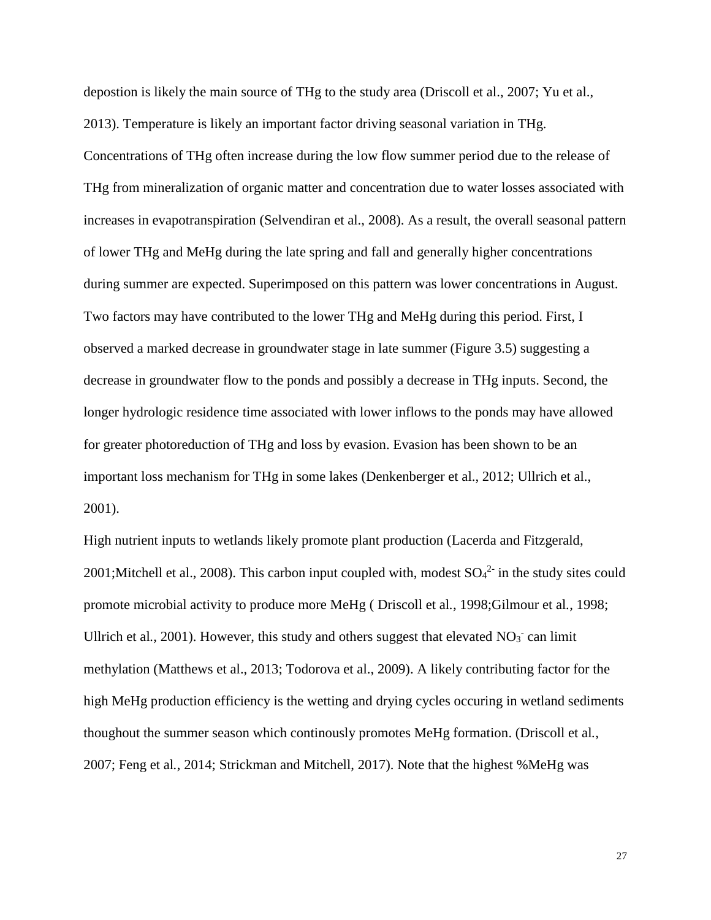depostion is likely the main source of THg to the study area (Driscoll et al., 2007; Yu et al., 2013). Temperature is likely an important factor driving seasonal variation in THg. Concentrations of THg often increase during the low flow summer period due to the release of THg from mineralization of organic matter and concentration due to water losses associated with increases in evapotranspiration (Selvendiran et al., 2008). As a result, the overall seasonal pattern of lower THg and MeHg during the late spring and fall and generally higher concentrations during summer are expected. Superimposed on this pattern was lower concentrations in August. Two factors may have contributed to the lower THg and MeHg during this period. First, I observed a marked decrease in groundwater stage in late summer (Figure 3.5) suggesting a decrease in groundwater flow to the ponds and possibly a decrease in THg inputs. Second, the longer hydrologic residence time associated with lower inflows to the ponds may have allowed for greater photoreduction of THg and loss by evasion. Evasion has been shown to be an important loss mechanism for THg in some lakes (Denkenberger et al., 2012; Ullrich et al., 2001).

High nutrient inputs to wetlands likely promote plant production (Lacerda and Fitzgerald, 2001;Mitchell et al., 2008). This carbon input coupled with, modest $SO_4^{2-}$ in the study sites could promote microbial activity to produce more MeHg ( Driscoll et al., 1998;Gilmour et al., 1998; Ullrich et al., 2001). However, this study and others suggest that elevated $NO_3^-$ can limit methylation (Matthews et al., 2013; Todorova et al., 2009). A likely contributing factor for the high MeHg production efficiency is the wetting and drying cycles occuring in wetland sediments thoughout the summer season which continously promotes MeHg formation. (Driscoll et al., 2007; Feng et al., 2014; Strickman and Mitchell, 2017). Note that the highest %MeHg was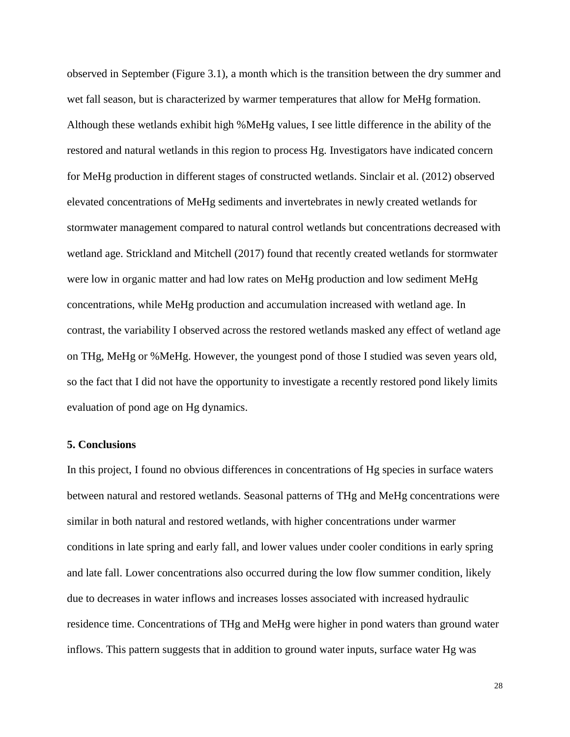observed in September (Figure 3.1), a month which is the transition between the dry summer and wet fall season, but is characterized by warmer temperatures that allow for MeHg formation. Although these wetlands exhibit high %MeHg values, I see little difference in the ability of the restored and natural wetlands in this region to process Hg. Investigators have indicated concern for MeHg production in different stages of constructed wetlands. Sinclair et al. (2012) observed elevated concentrations of MeHg sediments and invertebrates in newly created wetlands for stormwater management compared to natural control wetlands but concentrations decreased with wetland age. Strickland and Mitchell (2017) found that recently created wetlands for stormwater were low in organic matter and had low rates on MeHg production and low sediment MeHg concentrations, while MeHg production and accumulation increased with wetland age. In contrast, the variability I observed across the restored wetlands masked any effect of wetland age on THg, MeHg or %MeHg. However, the youngest pond of those I studied was seven years old, so the fact that I did not have the opportunity to investigate a recently restored pond likely limits evaluation of pond age on Hg dynamics.

## 5. Conclusions

In this project, I found no obvious differences in concentrations of Hg species in surface waters between natural and restored wetlands. Seasonal patterns of THg and MeHg concentrations were similar in both natural and restored wetlands, with higher concentrations under warmer conditions in late spring and early fall, and lower values under cooler conditions in early spring and late fall. Lower concentrations also occurred during the low flow summer condition, likely due to decreases in water inflows and increases losses associated with increased hydraulic residence time. Concentrations of THg and MeHg were higher in pond waters than ground water inflows. This pattern suggests that in addition to ground water inputs, surface water Hg was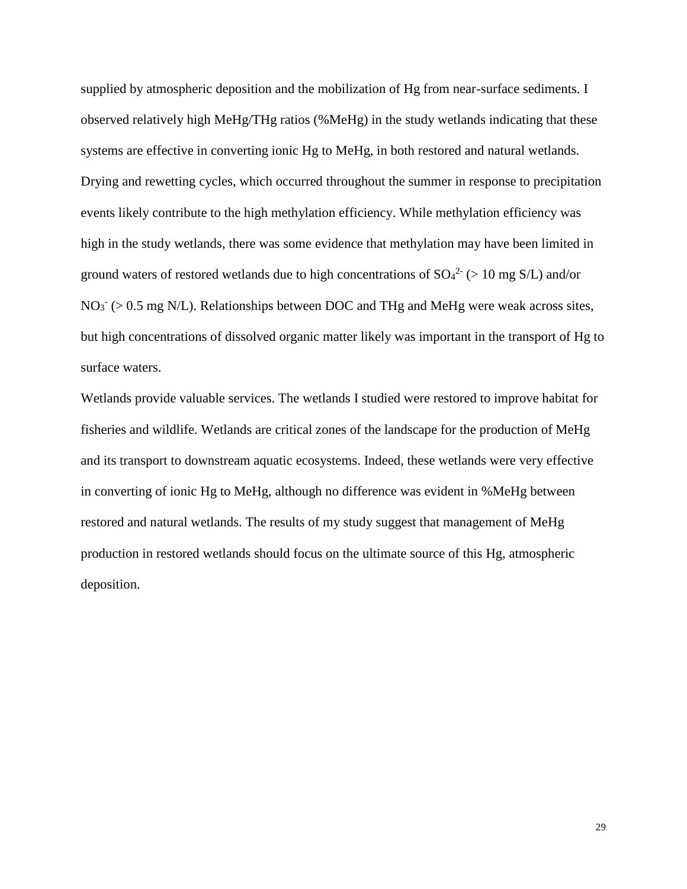supplied by atmospheric deposition and the mobilization of Hg from near-surface sediments. I observed relatively high MeHg/THg ratios (%MeHg) in the study wetlands indicating that these systems are effective in converting ionic Hg to MeHg, in both restored and natural wetlands. Drying and rewetting cycles, which occurred throughout the summer in response to precipitation events likely contribute to the high methylation efficiency. While methylation efficiency was high in the study wetlands, there was some evidence that methylation may have been limited in ground waters of restored wetlands due to high concentrations of $SO_4^{2-}$ (> 10 mg S/L) and/or $NO_3^-$ (> 0.5 mg N/L). Relationships between DOC and THg and MeHg were weak across sites, but high concentrations of dissolved organic matter likely was important in the transport of Hg to surface waters.

Wetlands provide valuable services. The wetlands I studied were restored to improve habitat for fisheries and wildlife. Wetlands are critical zones of the landscape for the production of MeHg and its transport to downstream aquatic ecosystems. Indeed, these wetlands were very effective in converting of ionic Hg to MeHg, although no difference was evident in %MeHg between restored and natural wetlands. The results of my study suggest that management of MeHg production in restored wetlands should focus on the ultimate source of this Hg, atmospheric deposition.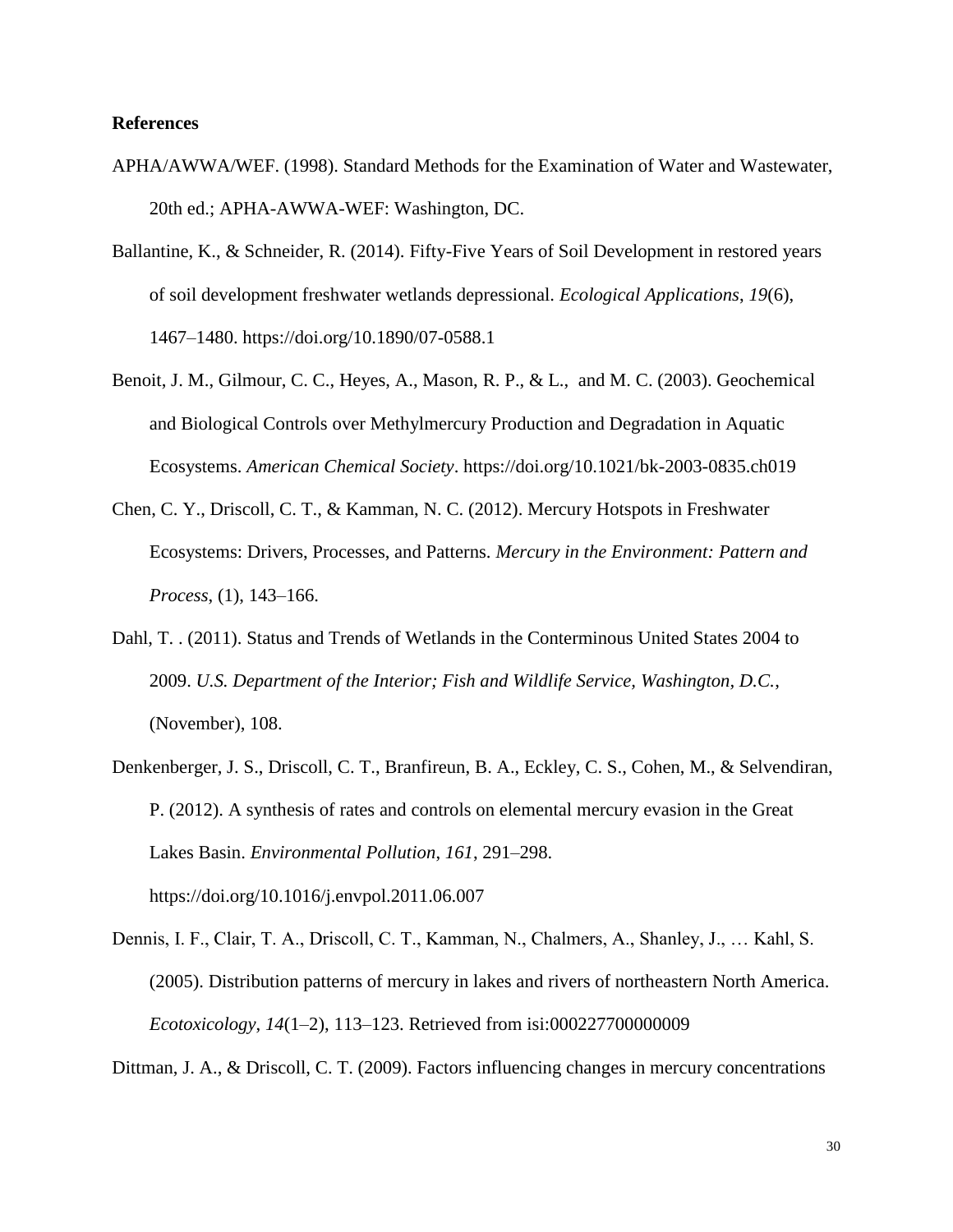**References**

APHA/AWWA/WEF. (1998). Standard Methods for the Examination of Water and Wastewater, 20th ed.; APHA-AWWA-WEF: Washington, DC.

Ballantine, K., & Schneider, R. (2014). Fifty-Five Years of Soil Development in restored years of soil development freshwater wetlands depressional. *Ecological Applications*, *19*(6), 1467–1480. https://doi.org/10.1890/07-0588.1

Benoit, J. M., Gilmour, C. C., Heyes, A., Mason, R. P., & L., and M. C. (2003). Geochemical and Biological Controls over Methylmercury Production and Degradation in Aquatic Ecosystems. *American Chemical Society*. https://doi.org/10.1021/bk-2003-0835.ch019

Chen, C. Y., Driscoll, C. T., & Kamman, N. C. (2012). Mercury Hotspots in Freshwater Ecosystems: Drivers, Processes, and Patterns. *Mercury in the Environment: Pattern and Process*, (1), 143–166.

Dahl, T. . (2011). Status and Trends of Wetlands in the Conterminous United States 2004 to 2009. *U.S. Department of the Interior; Fish and Wildlife Service, Washington, D.C.*, (November), 108.

Denkenberger, J. S., Driscoll, C. T., Branfireun, B. A., Eckley, C. S., Cohen, M., & Selvendiran, P. (2012). A synthesis of rates and controls on elemental mercury evasion in the Great Lakes Basin. *Environmental Pollution*, *161*, 291–298. https://doi.org/10.1016/j.envpol.2011.06.007

Dennis, I. F., Clair, T. A., Driscoll, C. T., Kamman, N., Chalmers, A., Shanley, J., … Kahl, S. (2005). Distribution patterns of mercury in lakes and rivers of northeastern North America. *Ecotoxicology*, *14*(1–2), 113–123. Retrieved from isi:000227700000009

Dittman, J. A., & Driscoll, C. T. (2009). Factors influencing changes in mercury concentrations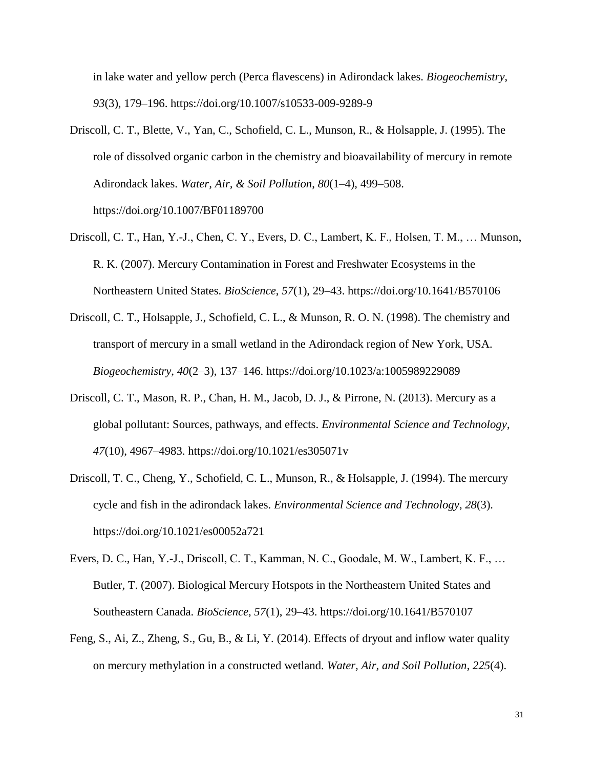in lake water and yellow perch (Perca flavescens) in Adirondack lakes. *Biogeochemistry*, *93*(3), 179–196. https://doi.org/10.1007/s10533-009-9289-9

Driscoll, C. T., Blette, V., Yan, C., Schofield, C. L., Munson, R., & Holsapple, J. (1995). The role of dissolved organic carbon in the chemistry and bioavailability of mercury in remote Adirondack lakes. *Water, Air, & Soil Pollution*, *80*(1–4), 499–508. https://doi.org/10.1007/BF01189700

Driscoll, C. T., Han, Y.-J., Chen, C. Y., Evers, D. C., Lambert, K. F., Holsen, T. M., … Munson, R. K. (2007). Mercury Contamination in Forest and Freshwater Ecosystems in the Northeastern United States. *BioScience*, *57*(1), 29–43. https://doi.org/10.1641/B570106

Driscoll, C. T., Holsapple, J., Schofield, C. L., & Munson, R. O. N. (1998). The chemistry and transport of mercury in a small wetland in the Adirondack region of New York, USA. *Biogeochemistry*, *40*(2–3), 137–146. https://doi.org/10.1023/a:1005989229089

Driscoll, C. T., Mason, R. P., Chan, H. M., Jacob, D. J., & Pirrone, N. (2013). Mercury as a global pollutant: Sources, pathways, and effects. *Environmental Science and Technology*, *47*(10), 4967–4983. https://doi.org/10.1021/es305071v

Driscoll, T. C., Cheng, Y., Schofield, C. L., Munson, R., & Holsapple, J. (1994). The mercury cycle and fish in the adirondack lakes. *Environmental Science and Technology*, *28*(3). https://doi.org/10.1021/es00052a721

Evers, D. C., Han, Y.-J., Driscoll, C. T., Kamman, N. C., Goodale, M. W., Lambert, K. F., … Butler, T. (2007). Biological Mercury Hotspots in the Northeastern United States and Southeastern Canada. *BioScience*, *57*(1), 29–43. https://doi.org/10.1641/B570107

Feng, S., Ai, Z., Zheng, S., Gu, B., & Li, Y. (2014). Effects of dryout and inflow water quality on mercury methylation in a constructed wetland. *Water, Air, and Soil Pollution*, *225*(4).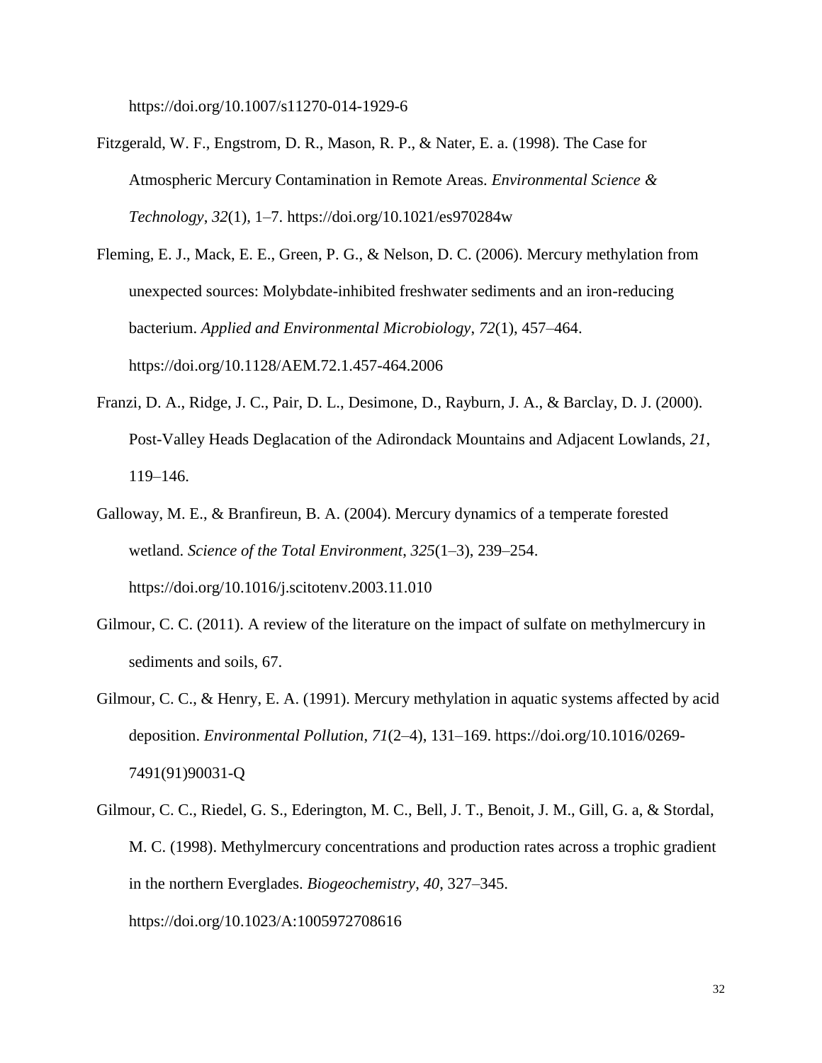https://doi.org/10.1007/s11270-014-1929-6

Fitzgerald, W. F., Engstrom, D. R., Mason, R. P., & Nater, E. a. (1998). The Case for Atmospheric Mercury Contamination in Remote Areas. *Environmental Science & Technology*, *32*(1), 1–7. https://doi.org/10.1021/es970284w

Fleming, E. J., Mack, E. E., Green, P. G., & Nelson, D. C. (2006). Mercury methylation from unexpected sources: Molybdate-inhibited freshwater sediments and an iron-reducing bacterium. *Applied and Environmental Microbiology*, *72*(1), 457–464. https://doi.org/10.1128/AEM.72.1.457-464.2006

Franzi, D. A., Ridge, J. C., Pair, D. L., Desimone, D., Rayburn, J. A., & Barclay, D. J. (2000). Post-Valley Heads Deglacation of the Adirondack Mountains and Adjacent Lowlands, *21*, 119–146.

Galloway, M. E., & Branfireun, B. A. (2004). Mercury dynamics of a temperate forested wetland. *Science of the Total Environment*, *325*(1–3), 239–254. https://doi.org/10.1016/j.scitotenv.2003.11.010

Gilmour, C. C. (2011). A review of the literature on the impact of sulfate on methylmercury in sediments and soils, 67.

Gilmour, C. C., & Henry, E. A. (1991). Mercury methylation in aquatic systems affected by acid deposition. *Environmental Pollution*, *71*(2–4), 131–169. https://doi.org/10.1016/0269-7491(91)90031-Q

Gilmour, C. C., Riedel, G. S., Ederington, M. C., Bell, J. T., Benoit, J. M., Gill, G. a, & Stordal, M. C. (1998). Methylmercury concentrations and production rates across a trophic gradient in the northern Everglades. *Biogeochemistry*, *40*, 327–345. https://doi.org/10.1023/A:1005972708616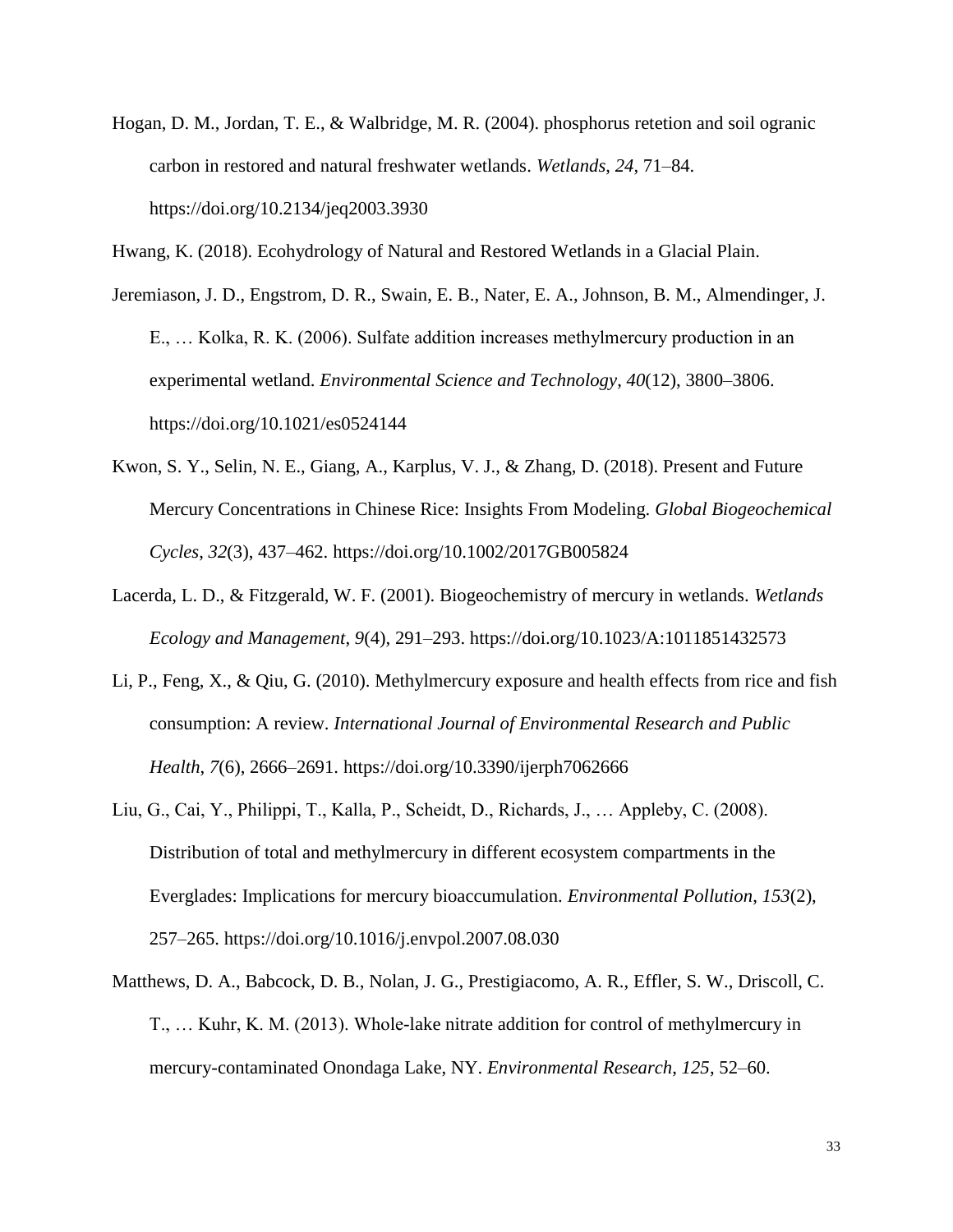Hogan, D. M., Jordan, T. E., & Walbridge, M. R. (2004). phosphorus retetion and soil ogranic carbon in restored and natural freshwater wetlands. *Wetlands*, *24*, 71–84. https://doi.org/10.2134/jeq2003.3930

Hwang, K. (2018). Ecohydrology of Natural and Restored Wetlands in a Glacial Plain.

Jeremiason, J. D., Engstrom, D. R., Swain, E. B., Nater, E. A., Johnson, B. M., Almendinger, J. E., … Kolka, R. K. (2006). Sulfate addition increases methylmercury production in an experimental wetland. *Environmental Science and Technology*, *40*(12), 3800–3806. https://doi.org/10.1021/es0524144

Kwon, S. Y., Selin, N. E., Giang, A., Karplus, V. J., & Zhang, D. (2018). Present and Future Mercury Concentrations in Chinese Rice: Insights From Modeling. *Global Biogeochemical Cycles*, *32*(3), 437–462. https://doi.org/10.1002/2017GB005824

Lacerda, L. D., & Fitzgerald, W. F. (2001). Biogeochemistry of mercury in wetlands. *Wetlands Ecology and Management*, *9*(4), 291–293. https://doi.org/10.1023/A:1011851432573

Li, P., Feng, X., & Qiu, G. (2010). Methylmercury exposure and health effects from rice and fish consumption: A review. *International Journal of Environmental Research and Public Health*, *7*(6), 2666–2691. https://doi.org/10.3390/ijerph7062666

Liu, G., Cai, Y., Philippi, T., Kalla, P., Scheidt, D., Richards, J., … Appleby, C. (2008). Distribution of total and methylmercury in different ecosystem compartments in the Everglades: Implications for mercury bioaccumulation. *Environmental Pollution*, *153*(2), 257–265. https://doi.org/10.1016/j.envpol.2007.08.030

Matthews, D. A., Babcock, D. B., Nolan, J. G., Prestigiacomo, A. R., Effler, S. W., Driscoll, C. T., … Kuhr, K. M. (2013). Whole-lake nitrate addition for control of methylmercury in mercury-contaminated Onondaga Lake, NY. *Environmental Research*, *125*, 52–60.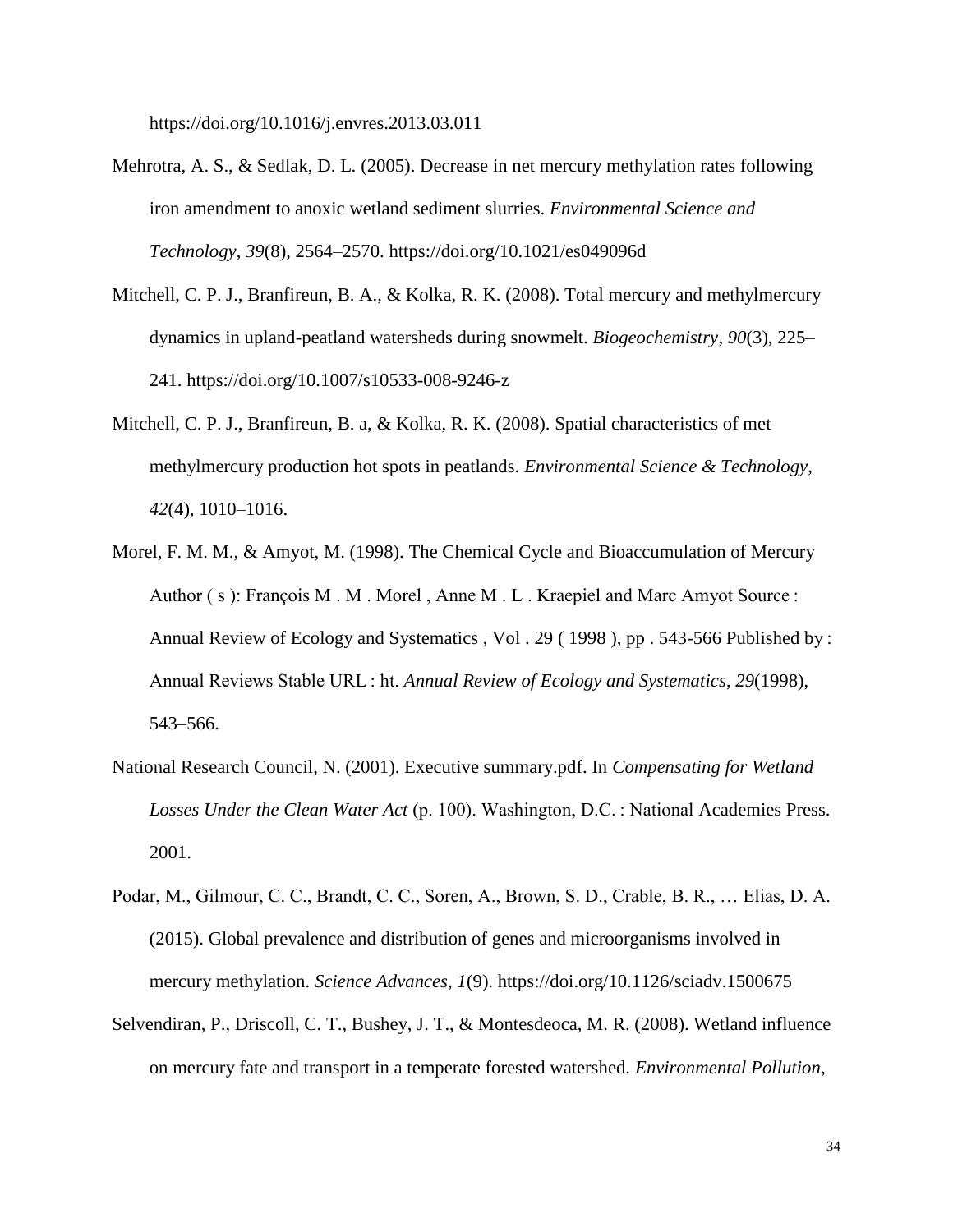https://doi.org/10.1016/j.envres.2013.03.011

Mehrotra, A. S., & Sedlak, D. L. (2005). Decrease in net mercury methylation rates following iron amendment to anoxic wetland sediment slurries. *Environmental Science and Technology*, *39*(8), 2564–2570. https://doi.org/10.1021/es049096d

Mitchell, C. P. J., Branfireun, B. A., & Kolka, R. K. (2008). Total mercury and methylmercury dynamics in upland-peatland watersheds during snowmelt. *Biogeochemistry*, *90*(3), 225–241. https://doi.org/10.1007/s10533-008-9246-z

Mitchell, C. P. J., Branfireun, B. a, & Kolka, R. K. (2008). Spatial characteristics of met methylmercury production hot spots in peatlands. *Environmental Science & Technology*, *42*(4), 1010–1016.

Morel, F. M. M., & Amyot, M. (1998). The Chemical Cycle and Bioaccumulation of Mercury Author ( s ): François M . M . Morel , Anne M . L . Kraepiel and Marc Amyot Source : Annual Review of Ecology and Systematics , Vol . 29 ( 1998 ), pp . 543-566 Published by : Annual Reviews Stable URL : ht. *Annual Review of Ecology and Systematics*, *29*(1998), 543–566.

National Research Council, N. (2001). Executive summary.pdf. In *Compensating for Wetland Losses Under the Clean Water Act* (p. 100). Washington, D.C. : National Academies Press. 2001.

Podar, M., Gilmour, C. C., Brandt, C. C., Soren, A., Brown, S. D., Crable, B. R., … Elias, D. A. (2015). Global prevalence and distribution of genes and microorganisms involved in mercury methylation. *Science Advances*, *1*(9). https://doi.org/10.1126/sciadv.1500675

Selvendiran, P., Driscoll, C. T., Bushey, J. T., & Montesdeoca, M. R. (2008). Wetland influence on mercury fate and transport in a temperate forested watershed. *Environmental Pollution*,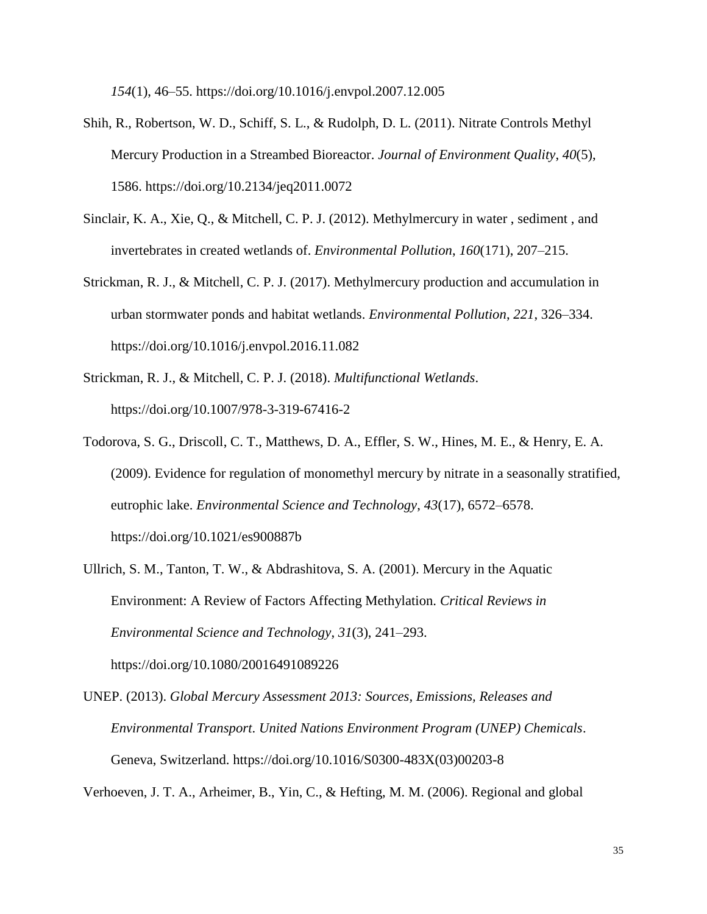*154*(1), 46–55. https://doi.org/10.1016/j.envpol.2007.12.005

Shih, R., Robertson, W. D., Schiff, S. L., & Rudolph, D. L. (2011). Nitrate Controls Methyl Mercury Production in a Streambed Bioreactor. *Journal of Environment Quality*, *40*(5), 1586. https://doi.org/10.2134/jeq2011.0072

Sinclair, K. A., Xie, Q., & Mitchell, C. P. J. (2012). Methylmercury in water , sediment , and invertebrates in created wetlands of. *Environmental Pollution*, *160*(171), 207–215.

Strickman, R. J., & Mitchell, C. P. J. (2017). Methylmercury production and accumulation in urban stormwater ponds and habitat wetlands. *Environmental Pollution*, *221*, 326–334. https://doi.org/10.1016/j.envpol.2016.11.082

Strickman, R. J., & Mitchell, C. P. J. (2018). *Multifunctional Wetlands*. https://doi.org/10.1007/978-3-319-67416-2

Todorova, S. G., Driscoll, C. T., Matthews, D. A., Effler, S. W., Hines, M. E., & Henry, E. A. (2009). Evidence for regulation of monomethyl mercury by nitrate in a seasonally stratified, eutrophic lake. *Environmental Science and Technology*, *43*(17), 6572–6578. https://doi.org/10.1021/es900887b

Ullrich, S. M., Tanton, T. W., & Abdrashitova, S. A. (2001). Mercury in the Aquatic Environment: A Review of Factors Affecting Methylation. *Critical Reviews in Environmental Science and Technology*, *31*(3), 241–293. https://doi.org/10.1080/20016491089226

UNEP. (2013). *Global Mercury Assessment 2013: Sources, Emissions, Releases and Environmental Transport*. *United Nations Environment Program (UNEP) Chemicals*. Geneva, Switzerland. https://doi.org/10.1016/S0300-483X(03)00203-8

Verhoeven, J. T. A., Arheimer, B., Yin, C., & Hefting, M. M. (2006). Regional and global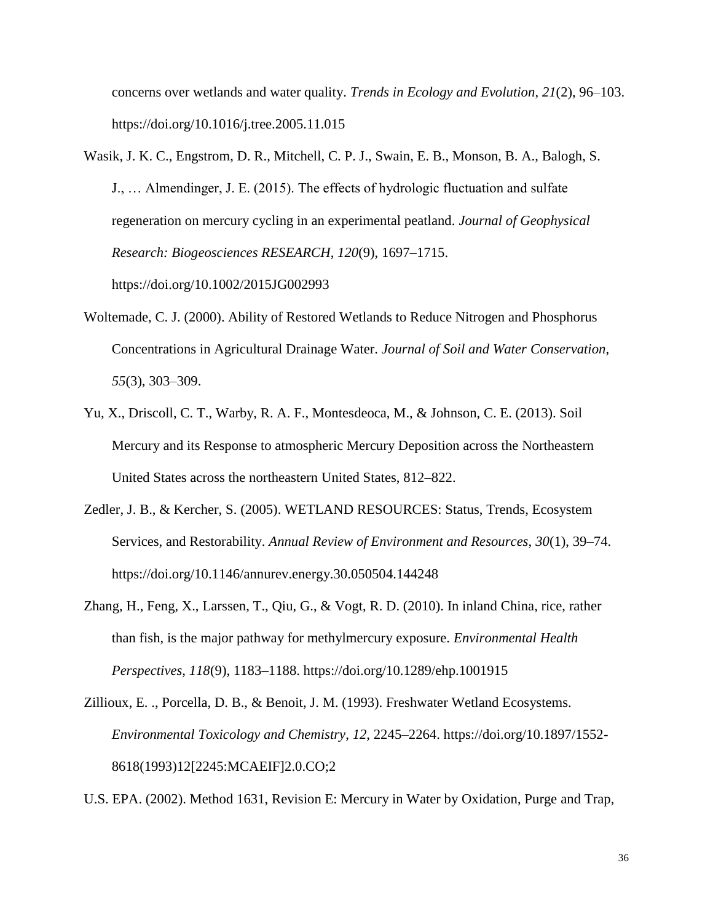concerns over wetlands and water quality. *Trends in Ecology and Evolution*, *21*(2), 96–103. https://doi.org/10.1016/j.tree.2005.11.015

Wasik, J. K. C., Engstrom, D. R., Mitchell, C. P. J., Swain, E. B., Monson, B. A., Balogh, S. J., … Almendinger, J. E. (2015). The effects of hydrologic fluctuation and sulfate regeneration on mercury cycling in an experimental peatland. *Journal of Geophysical Research: Biogeosciences RESEARCH*, *120*(9), 1697–1715. https://doi.org/10.1002/2015JG002993

Woltemade, C. J. (2000). Ability of Restored Wetlands to Reduce Nitrogen and Phosphorus Concentrations in Agricultural Drainage Water. *Journal of Soil and Water Conservation*, *55*(3), 303–309.

Yu, X., Driscoll, C. T., Warby, R. A. F., Montesdeoca, M., & Johnson, C. E. (2013). Soil Mercury and its Response to atmospheric Mercury Deposition across the Northeastern United States across the northeastern United States, 812–822.

Zedler, J. B., & Kercher, S. (2005). WETLAND RESOURCES: Status, Trends, Ecosystem Services, and Restorability. *Annual Review of Environment and Resources*, *30*(1), 39–74. https://doi.org/10.1146/annurev.energy.30.050504.144248

Zhang, H., Feng, X., Larssen, T., Qiu, G., & Vogt, R. D. (2010). In inland China, rice, rather than fish, is the major pathway for methylmercury exposure. *Environmental Health Perspectives*, *118*(9), 1183–1188. https://doi.org/10.1289/ehp.1001915

Zillioux, E. ., Porcella, D. B., & Benoit, J. M. (1993). Freshwater Wetland Ecosystems. *Environmental Toxicology and Chemistry*, *12*, 2245–2264. https://doi.org/10.1897/1552-8618(1993)12[2245:MCAEIF]2.0.CO;2

U.S. EPA. (2002). Method 1631, Revision E: Mercury in Water by Oxidation, Purge and Trap,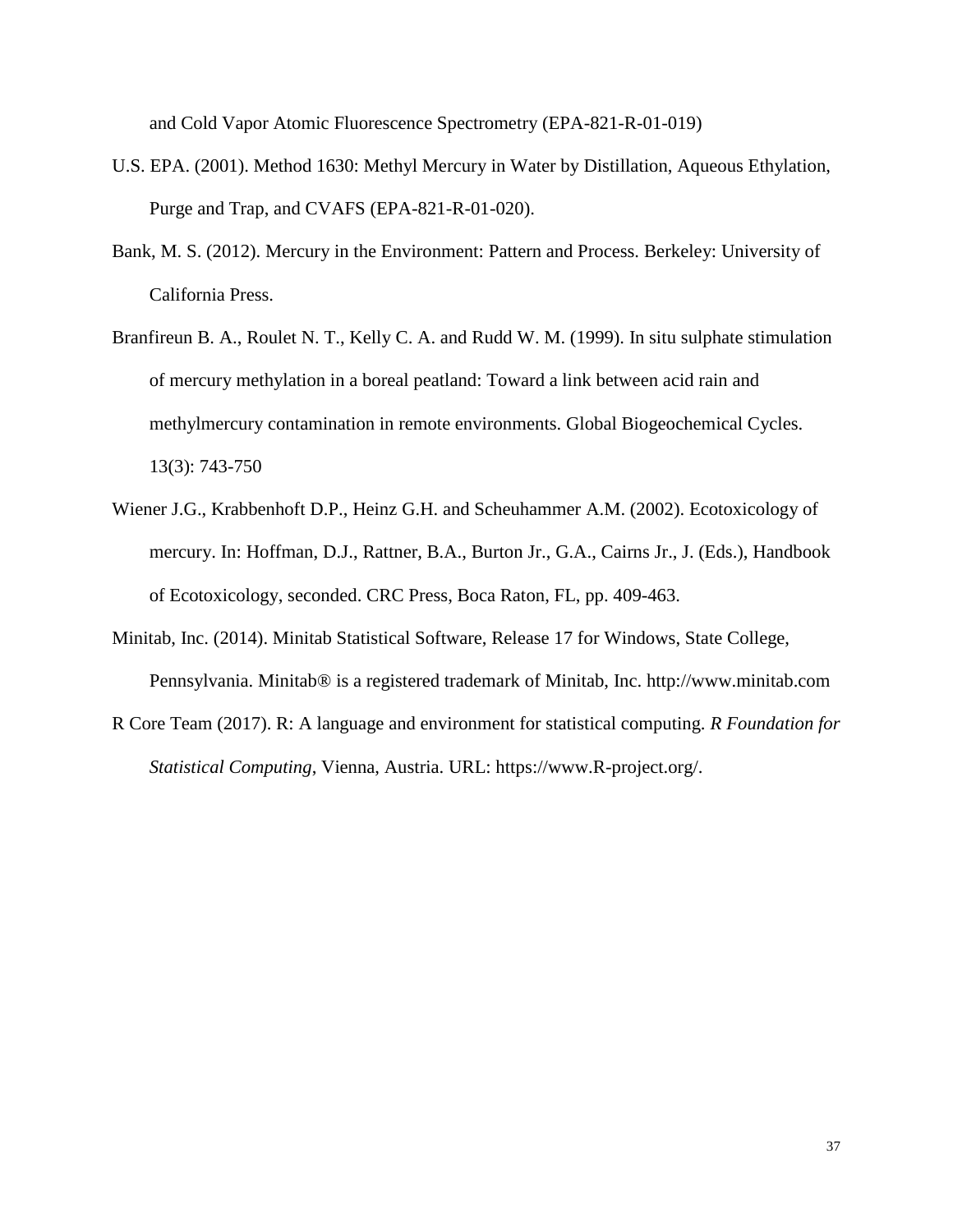and Cold Vapor Atomic Fluorescence Spectrometry (EPA-821-R-01-019)

U.S. EPA. (2001). Method 1630: Methyl Mercury in Water by Distillation, Aqueous Ethylation, Purge and Trap, and CVAFS (EPA-821-R-01-020).

Bank, M. S. (2012). Mercury in the Environment: Pattern and Process. Berkeley: University of California Press.

Branfireun B. A., Roulet N. T., Kelly C. A. and Rudd W. M. (1999). In situ sulphate stimulation of mercury methylation in a boreal peatland: Toward a link between acid rain and methylmercury contamination in remote environments. Global Biogeochemical Cycles. 13(3): 743-750

Wiener J.G., Krabbenhoft D.P., Heinz G.H. and Scheuhammer A.M. (2002). Ecotoxicology of mercury. In: Hoffman, D.J., Rattner, B.A., Burton Jr., G.A., Cairns Jr., J. (Eds.), Handbook of Ecotoxicology, seconded. CRC Press, Boca Raton, FL, pp. 409-463.

Minitab, Inc. (2014). Minitab Statistical Software, Release 17 for Windows, State College, Pennsylvania. Minitab® is a registered trademark of Minitab, Inc. http://www.minitab.com

R Core Team (2017). R: A language and environment for statistical computing. *R Foundation for Statistical Computing*, Vienna, Austria. URL: https://www.R-project.org/.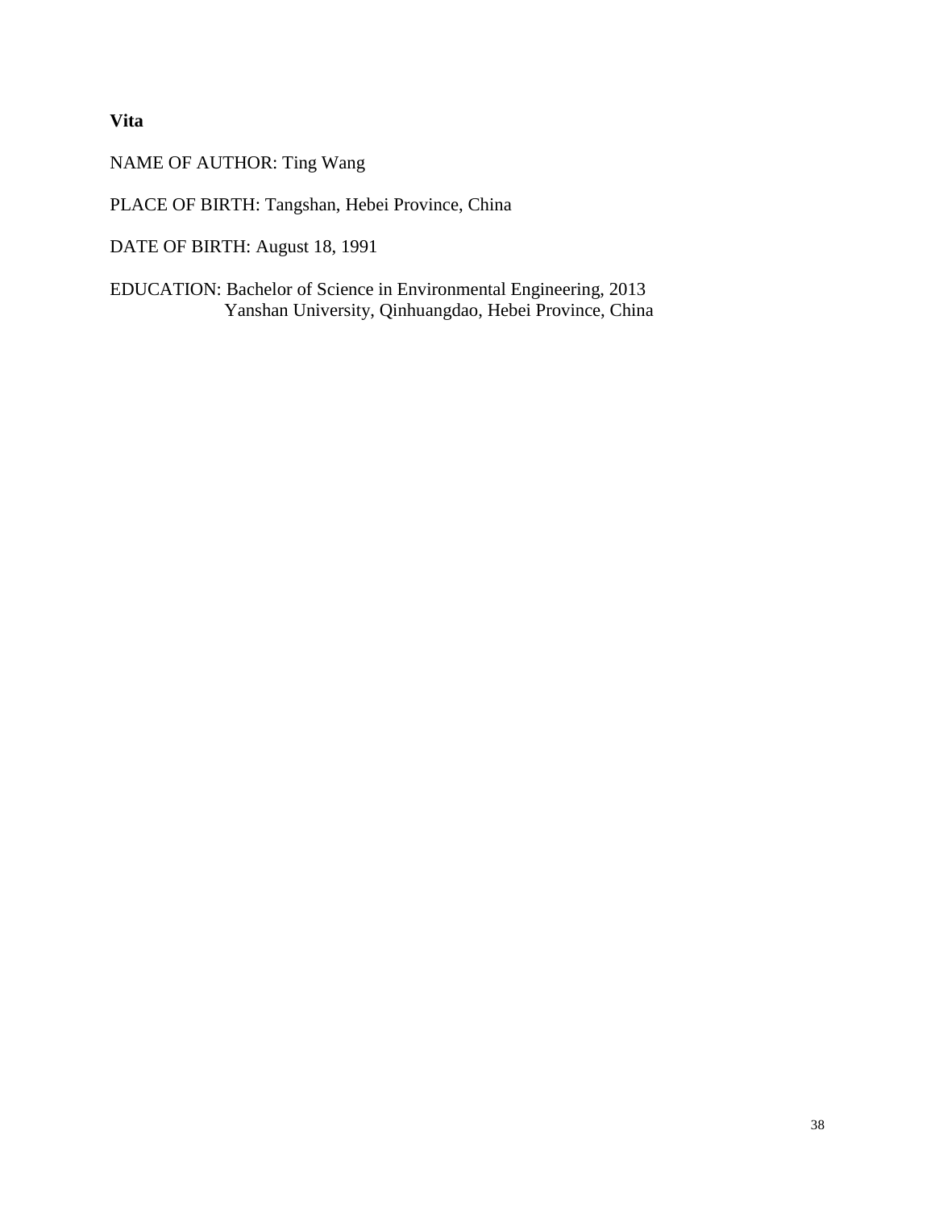**Vita**

NAME OF AUTHOR: Ting Wang

PLACE OF BIRTH: Tangshan, Hebei Province, China

DATE OF BIRTH: August 18, 1991

EDUCATION: Bachelor of Science in Environmental Engineering, 2013
Yanshan University, Qinhuangdao, Hebei Province, China